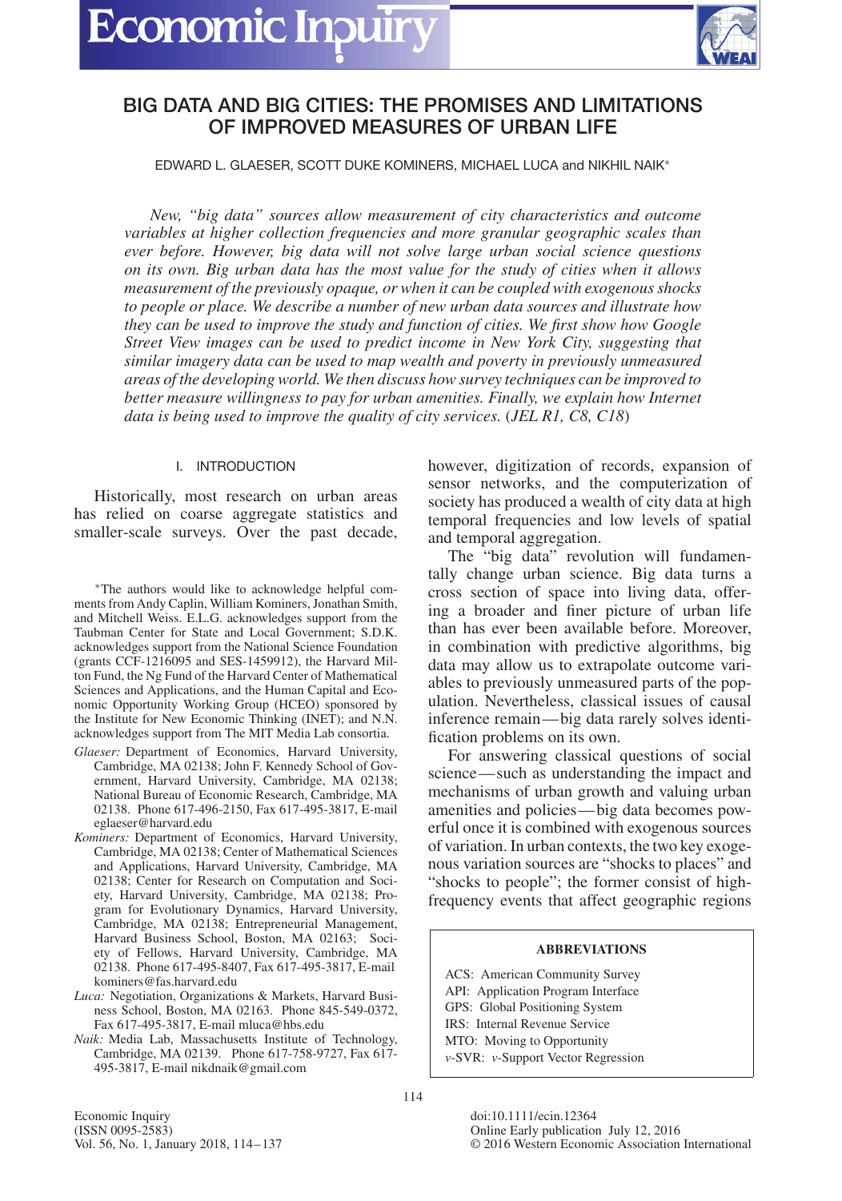# BIG DATA AND BIG CITIES: THE PROMISES AND LIMITATIONS OF IMPROVED MEASURES OF URBAN LIFE

EDWARD L. GLAESER, SCOTT DUKE KOMINERS, MICHAEL LUCA and NIKHIL NAIK*

*New, "big data" sources allow measurement of city characteristics and outcome variables at higher collection frequencies and more granular geographic scales than ever before. However, big data will not solve large urban social science questions on its own. Big urban data has the most value for the study of cities when it allows measurement of the previously opaque, or when it can be coupled with exogenous shocks to people or place. We describe a number of new urban data sources and illustrate how they can be used to improve the study and function of cities. We first show how Google Street View images can be used to predict income in New York City, suggesting that similar imagery data can be used to map wealth and poverty in previously unmeasured areas of the developing world. We then discuss how survey techniques can be improved to better measure willingness to pay for urban amenities. Finally, we explain how Internet data is being used to improve the quality of city services.* (*JEL R1, C8, C18*)

## I. INTRODUCTION

Historically, most research on urban areas has relied on coarse aggregate statistics and smaller-scale surveys. Over the past decade, however, digitization of records, expansion of sensor networks, and the computerization of society has produced a wealth of city data at high temporal frequencies and low levels of spatial and temporal aggregation.

The "big data" revolution will fundamentally change urban science. Big data turns a cross section of space into living data, offering a broader and finer picture of urban life than has ever been available before. Moreover, in combination with predictive algorithms, big data may allow us to extrapolate outcome variables to previously unmeasured parts of the population. Nevertheless, classical issues of causal inference remain—big data rarely solves identification problems on its own.

For answering classical questions of social science—such as understanding the impact and mechanisms of urban growth and valuing urban amenities and policies—big data becomes powerful once it is combined with exogenous sources of variation. In urban contexts, the two key exogenous variation sources are "shocks to places" and "shocks to people"; the former consist of high-frequency events that affect geographic regions

**ABBREVIATIONS**

ACS: American Community Survey
API: Application Program Interface
GPS: Global Positioning System
IRS: Internal Revenue Service
MTO: Moving to Opportunity
$\nu$-SVR: $\nu$-Support Vector Regression

*The authors would like to acknowledge helpful comments from Andy Caplin, William Kominers, Jonathan Smith, and Mitchell Weiss. E.L.G. acknowledges support from the Taubman Center for State and Local Government; S.D.K. acknowledges support from the National Science Foundation (grants CCF-1216095 and SES-1459912), the Harvard Milton Fund, the Ng Fund of the Harvard Center of Mathematical Sciences and Applications, and the Human Capital and Economic Opportunity Working Group (HCEO) sponsored by the Institute for New Economic Thinking (INET); and N.N. acknowledges support from The MIT Media Lab consortia.

*Glaeser:* Department of Economics, Harvard University, Cambridge, MA 02138; John F. Kennedy School of Government, Harvard University, Cambridge, MA 02138; National Bureau of Economic Research, Cambridge, MA 02138. Phone 617-496-2150, Fax 617-495-3817, E-mail eglaeser@harvard.edu

*Kominers:* Department of Economics, Harvard University, Cambridge, MA 02138; Center of Mathematical Sciences and Applications, Harvard University, Cambridge, MA 02138; Center for Research on Computation and Society, Harvard University, Cambridge, MA 02138; Program for Evolutionary Dynamics, Harvard University, Cambridge, MA 02138; Entrepreneurial Management, Harvard Business School, Boston, MA 02163; Society of Fellows, Harvard University, Cambridge, MA 02138. Phone 617-495-8407, Fax 617-495-3817, E-mail kominers@fas.harvard.edu

*Luca:* Negotiation, Organizations & Markets, Harvard Business School, Boston, MA 02163. Phone 845-549-0372, Fax 617-495-3817, E-mail mluca@hbs.edu

*Naik:* Media Lab, Massachusetts Institute of Technology, Cambridge, MA 02139. Phone 617-758-9727, Fax 617-495-3817, E-mail nikdnaik@gmail.com

doi:10.1111/ecin.12364
Online Early publication July 12, 2016
© 2016 Western Economic Association International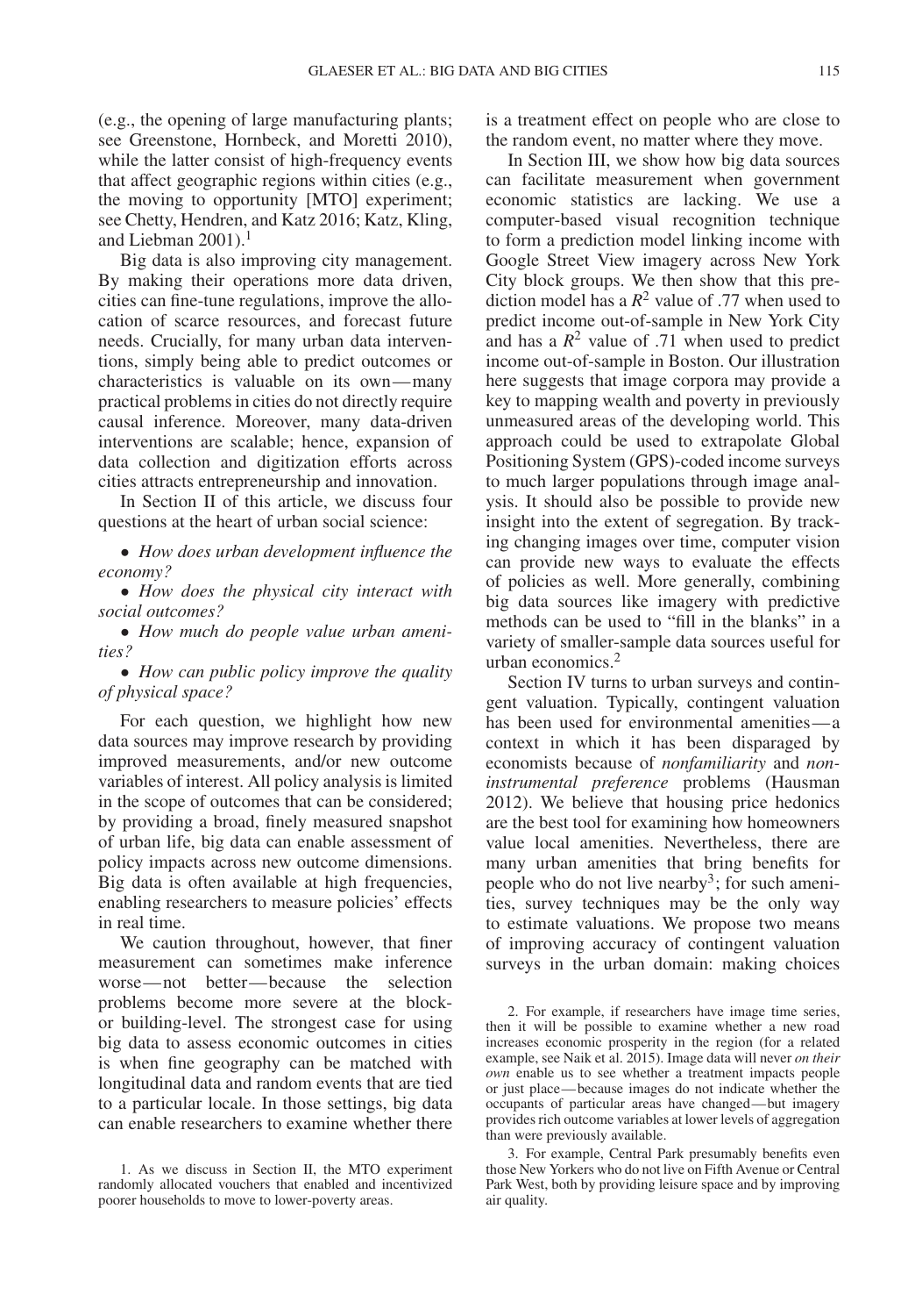(e.g., the opening of large manufacturing plants; see Greenstone, Hornbeck, and Moretti 2010), while the latter consist of high-frequency events that affect geographic regions within cities (e.g., the moving to opportunity [MTO] experiment; see Chetty, Hendren, and Katz 2016; Katz, Kling, and Liebman 2001).[1]

Big data is also improving city management. By making their operations more data driven, cities can fine-tune regulations, improve the allocation of scarce resources, and forecast future needs. Crucially, for many urban data interventions, simply being able to predict outcomes or characteristics is valuable on its own—many practical problems in cities do not directly require causal inference. Moreover, many data-driven interventions are scalable; hence, expansion of data collection and digitization efforts across cities attracts entrepreneurship and innovation.

In Section II of this article, we discuss four questions at the heart of urban social science:

- *How does urban development influence the economy?*
- *How does the physical city interact with social outcomes?*
- *How much do people value urban amenities?*
- *How can public policy improve the quality of physical space?*

For each question, we highlight how new data sources may improve research by providing improved measurements, and/or new outcome variables of interest. All policy analysis is limited in the scope of outcomes that can be considered; by providing a broad, finely measured snapshot of urban life, big data can enable assessment of policy impacts across new outcome dimensions. Big data is often available at high frequencies, enabling researchers to measure policies' effects in real time.

We caution throughout, however, that finer measurement can sometimes make inference worse—not better—because the selection problems become more severe at the block- or building-level. The strongest case for using big data to assess economic outcomes in cities is when fine geography can be matched with longitudinal data and random events that are tied to a particular locale. In those settings, big data can enable researchers to examine whether there is a treatment effect on people who are close to the random event, no matter where they move.

In Section III, we show how big data sources can facilitate measurement when government economic statistics are lacking. We use a computer-based visual recognition technique to form a prediction model linking income with Google Street View imagery across New York City block groups. We then show that this prediction model has a $R^2$ value of .77 when used to predict income out-of-sample in New York City and has a $R^2$ value of .71 when used to predict income out-of-sample in Boston. Our illustration here suggests that image corpora may provide a key to mapping wealth and poverty in previously unmeasured areas of the developing world. This approach could be used to extrapolate Global Positioning System (GPS)-coded income surveys to much larger populations through image analysis. It should also be possible to provide new insight into the extent of segregation. By tracking changing images over time, computer vision can provide new ways to evaluate the effects of policies as well. More generally, combining big data sources like imagery with predictive methods can be used to "fill in the blanks" in a variety of smaller-sample data sources useful for urban economics.[2]

Section IV turns to urban surveys and contingent valuation. Typically, contingent valuation has been used for environmental amenities—a context in which it has been disparaged by economists because of *nonfamiliarity* and *noninstrumental preference* problems (Hausman 2012). We believe that housing price hedonics are the best tool for examining how homeowners value local amenities. Nevertheless, there are many urban amenities that bring benefits for people who do not live nearby[3]; for such amenities, survey techniques may be the only way to estimate valuations. We propose two means of improving accuracy of contingent valuation surveys in the urban domain: making choices

1. As we discuss in Section II, the MTO experiment randomly allocated vouchers that enabled and incentivized poorer households to move to lower-poverty areas.

2. For example, if researchers have image time series, then it will be possible to examine whether a new road increases economic prosperity in the region (for a related example, see Naik et al. 2015). Image data will never *on their own* enable us to see whether a treatment impacts people or just place—because images do not indicate whether the occupants of particular areas have changed—but imagery provides rich outcome variables at lower levels of aggregation than were previously available.

3. For example, Central Park presumably benefits even those New Yorkers who do not live on Fifth Avenue or Central Park West, both by providing leisure space and by improving air quality.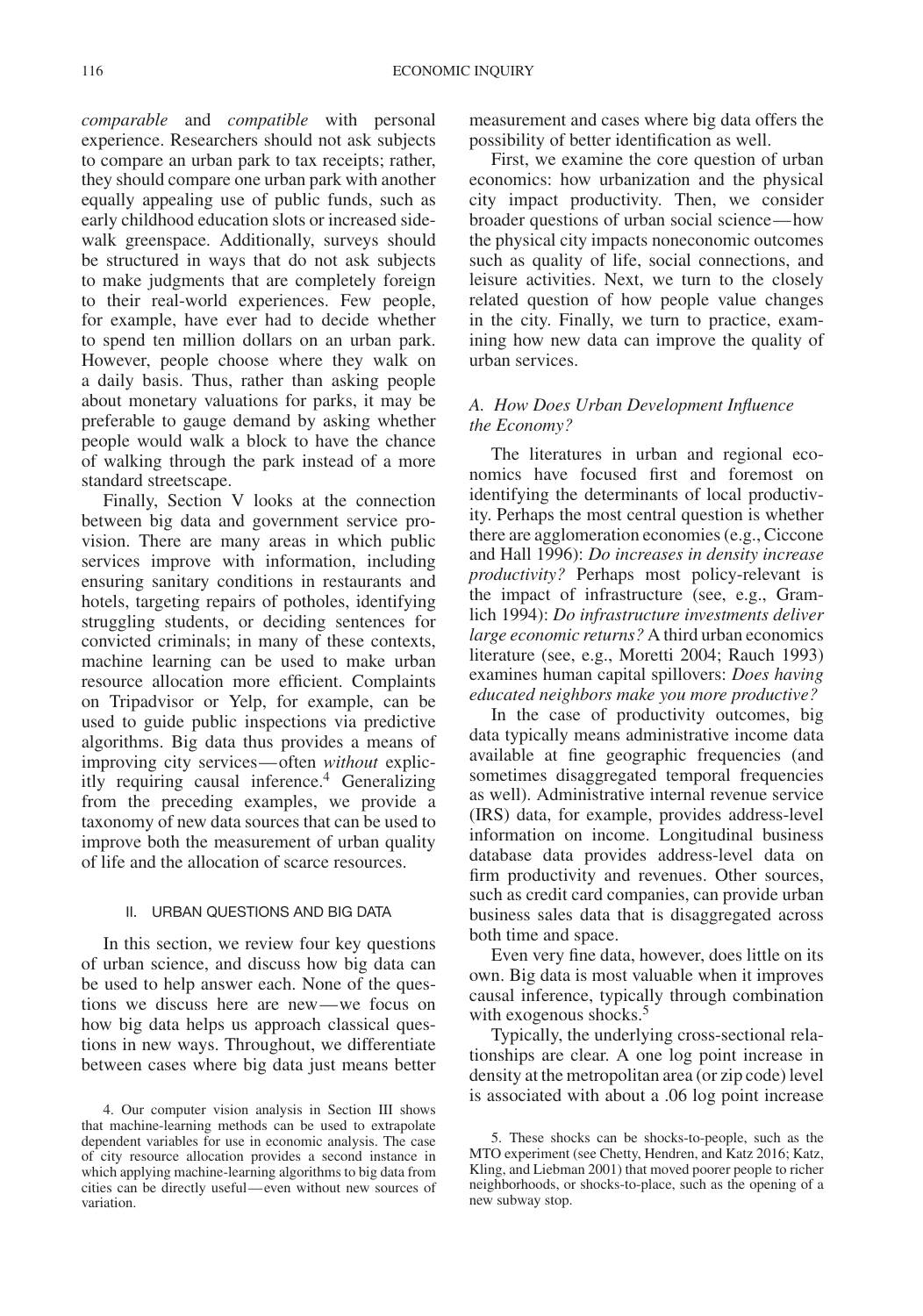*comparable* and *compatible* with personal experience. Researchers should not ask subjects to compare an urban park to tax receipts; rather, they should compare one urban park with another equally appealing use of public funds, such as early childhood education slots or increased sidewalk greenspace. Additionally, surveys should be structured in ways that do not ask subjects to make judgments that are completely foreign to their real-world experiences. Few people, for example, have ever had to decide whether to spend ten million dollars on an urban park. However, people choose where they walk on a daily basis. Thus, rather than asking people about monetary valuations for parks, it may be preferable to gauge demand by asking whether people would walk a block to have the chance of walking through the park instead of a more standard streetscape.

Finally, Section V looks at the connection between big data and government service provision. There are many areas in which public services improve with information, including ensuring sanitary conditions in restaurants and hotels, targeting repairs of potholes, identifying struggling students, or deciding sentences for convicted criminals; in many of these contexts, machine learning can be used to make urban resource allocation more efficient. Complaints on Tripadvisor or Yelp, for example, can be used to guide public inspections via predictive algorithms. Big data thus provides a means of improving city services—often *without* explicitly requiring causal inference.[4] Generalizing from the preceding examples, we provide a taxonomy of new data sources that can be used to improve both the measurement of urban quality of life and the allocation of scarce resources.

## II. URBAN QUESTIONS AND BIG DATA

In this section, we review four key questions of urban science, and discuss how big data can be used to help answer each. None of the questions we discuss here are new—we focus on how big data helps us approach classical questions in new ways. Throughout, we differentiate between cases where big data just means better measurement and cases where big data offers the possibility of better identification as well.

First, we examine the core question of urban economics: how urbanization and the physical city impact productivity. Then, we consider broader questions of urban social science—how the physical city impacts noneconomic outcomes such as quality of life, social connections, and leisure activities. Next, we turn to the closely related question of how people value changes in the city. Finally, we turn to practice, examining how new data can improve the quality of urban services.

### A. How Does Urban Development Influence the Economy?

The literatures in urban and regional economics have focused first and foremost on identifying the determinants of local productivity. Perhaps the most central question is whether there are agglomeration economies (e.g., Ciccone and Hall 1996): *Do increases in density increase productivity?* Perhaps most policy-relevant is the impact of infrastructure (see, e.g., Gramlich 1994): *Do infrastructure investments deliver large economic returns?* A third urban economics literature (see, e.g., Moretti 2004; Rauch 1993) examines human capital spillovers: *Does having educated neighbors make you more productive?*

In the case of productivity outcomes, big data typically means administrative income data available at fine geographic frequencies (and sometimes disaggregated temporal frequencies as well). Administrative internal revenue service (IRS) data, for example, provides address-level information on income. Longitudinal business database data provides address-level data on firm productivity and revenues. Other sources, such as credit card companies, can provide urban business sales data that is disaggregated across both time and space.

Even very fine data, however, does little on its own. Big data is most valuable when it improves causal inference, typically through combination with exogenous shocks.[5]

Typically, the underlying cross-sectional relationships are clear. A one log point increase in density at the metropolitan area (or zip code) level is associated with about a .06 log point increase

---

4. Our computer vision analysis in Section III shows that machine-learning methods can be used to extrapolate dependent variables for use in economic analysis. The case of city resource allocation provides a second instance in which applying machine-learning algorithms to big data from cities can be directly useful—even without new sources of variation.

5. These shocks can be shocks-to-people, such as the MTO experiment (see Chetty, Hendren, and Katz 2016; Katz, Kling, and Liebman 2001) that moved poorer people to richer neighborhoods, or shocks-to-place, such as the opening of a new subway stop.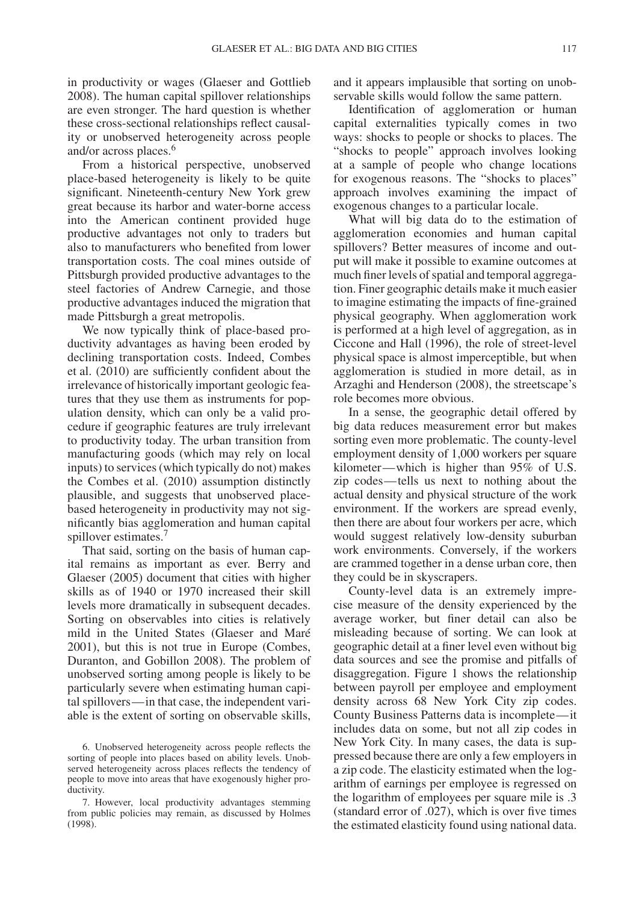in productivity or wages (Glaeser and Gottlieb 2008). The human capital spillover relationships are even stronger. The hard question is whether these cross-sectional relationships reflect causality or unobserved heterogeneity across people and/or across places.[6]

From a historical perspective, unobserved place-based heterogeneity is likely to be quite significant. Nineteenth-century New York grew great because its harbor and water-borne access into the American continent provided huge productive advantages not only to traders but also to manufacturers who benefited from lower transportation costs. The coal mines outside of Pittsburgh provided productive advantages to the steel factories of Andrew Carnegie, and those productive advantages induced the migration that made Pittsburgh a great metropolis.

We now typically think of place-based productivity advantages as having been eroded by declining transportation costs. Indeed, Combes et al. (2010) are sufficiently confident about the irrelevance of historically important geologic features that they use them as instruments for population density, which can only be a valid procedure if geographic features are truly irrelevant to productivity today. The urban transition from manufacturing goods (which may rely on local inputs) to services (which typically do not) makes the Combes et al. (2010) assumption distinctly plausible, and suggests that unobserved place-based heterogeneity in productivity may not significantly bias agglomeration and human capital spillover estimates.[7]

That said, sorting on the basis of human capital remains as important as ever. Berry and Glaeser (2005) document that cities with higher skills as of 1940 or 1970 increased their skill levels more dramatically in subsequent decades. Sorting on observables into cities is relatively mild in the United States (Glaeser and Maré 2001), but this is not true in Europe (Combes, Duranton, and Gobillon 2008). The problem of unobserved sorting among people is likely to be particularly severe when estimating human capital spillovers—in that case, the independent variable is the extent of sorting on observable skills, and it appears implausible that sorting on unobservable skills would follow the same pattern.

Identification of agglomeration or human capital externalities typically comes in two ways: shocks to people or shocks to places. The "shocks to people" approach involves looking at a sample of people who change locations for exogenous reasons. The "shocks to places" approach involves examining the impact of exogenous changes to a particular locale.

What will big data do to the estimation of agglomeration economies and human capital spillovers? Better measures of income and output will make it possible to examine outcomes at much finer levels of spatial and temporal aggregation. Finer geographic details make it much easier to imagine estimating the impacts of fine-grained physical geography. When agglomeration work is performed at a high level of aggregation, as in Ciccone and Hall (1996), the role of street-level physical space is almost imperceptible, but when agglomeration is studied in more detail, as in Arzaghi and Henderson (2008), the streetscape's role becomes more obvious.

In a sense, the geographic detail offered by big data reduces measurement error but makes sorting even more problematic. The county-level employment density of 1,000 workers per square kilometer—which is higher than 95% of U.S. zip codes—tells us next to nothing about the actual density and physical structure of the work environment. If the workers are spread evenly, then there are about four workers per acre, which would suggest relatively low-density suburban work environments. Conversely, if the workers are crammed together in a dense urban core, then they could be in skyscrapers.

County-level data is an extremely imprecise measure of the density experienced by the average worker, but finer detail can also be misleading because of sorting. We can look at geographic detail at a finer level even without big data sources and see the promise and pitfalls of disaggregation. Figure 1 shows the relationship between payroll per employee and employment density across 68 New York City zip codes. County Business Patterns data is incomplete—it includes data on some, but not all zip codes in New York City. In many cases, the data is suppressed because there are only a few employers in a zip code. The elasticity estimated when the logarithm of earnings per employee is regressed on the logarithm of employees per square mile is .3 (standard error of .027), which is over five times the estimated elasticity found using national data.

6. Unobserved heterogeneity across people reflects the sorting of people into places based on ability levels. Unobserved heterogeneity across places reflects the tendency of people to move into areas that have exogenously higher productivity.

7. However, local productivity advantages stemming from public policies may remain, as discussed by Holmes (1998).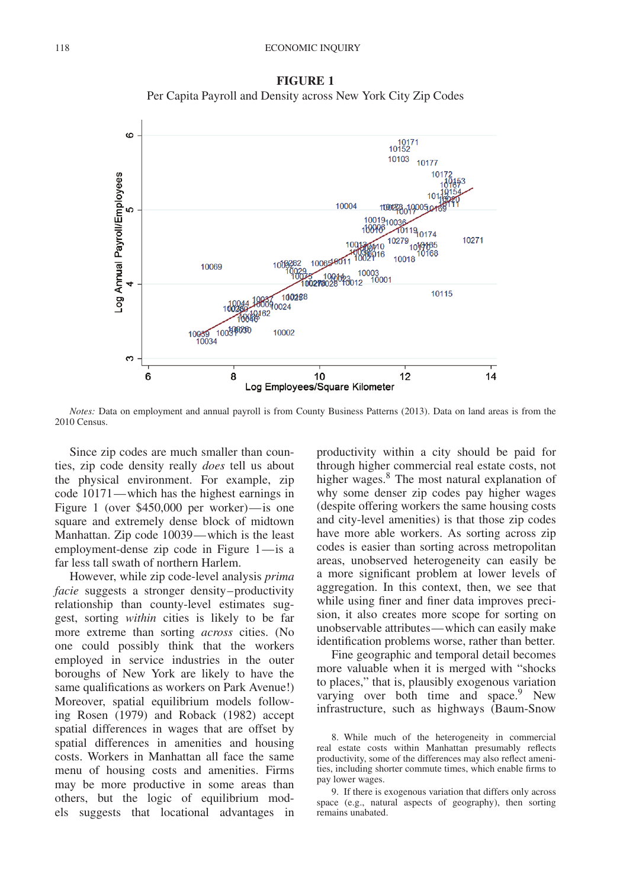**FIGURE 1**

Per Capita Payroll and Density across New York City Zip Codes

*Notes:* Data on employment and annual payroll is from County Business Patterns (2013). Data on land areas is from the 2010 Census.

Since zip codes are much smaller than counties, zip code density really *does* tell us about the physical environment. For example, zip code 10171—which has the highest earnings in Figure 1 (over $450,000 per worker)—is one square and extremely dense block of midtown Manhattan. Zip code 10039—which is the least employment-dense zip code in Figure 1—is a far less tall swath of northern Harlem.

However, while zip code-level analysis *prima facie* suggests a stronger density–productivity relationship than county-level estimates suggest, sorting *within* cities is likely to be far more extreme than sorting *across* cities. (No one could possibly think that the workers employed in service industries in the outer boroughs of New York are likely to have the same qualifications as workers on Park Avenue!) Moreover, spatial equilibrium models following Rosen (1979) and Roback (1982) accept spatial differences in wages that are offset by spatial differences in amenities and housing costs. Workers in Manhattan all face the same menu of housing costs and amenities. Firms may be more productive in some areas than others, but the logic of equilibrium models suggests that locational advantages in productivity within a city should be paid for through higher commercial real estate costs, not higher wages.[8] The most natural explanation of why some denser zip codes pay higher wages (despite offering workers the same housing costs and city-level amenities) is that those zip codes have more able workers. As sorting across zip codes is easier than sorting across metropolitan areas, unobserved heterogeneity can easily be a more significant problem at lower levels of aggregation. In this context, then, we see that while using finer and finer data improves precision, it also creates more scope for sorting on unobservable attributes—which can easily make identification problems worse, rather than better.

Fine geographic and temporal detail becomes more valuable when it is merged with "shocks to places," that is, plausibly exogenous variation varying over both time and space.[9] New infrastructure, such as highways (Baum-Snow

8. While much of the heterogeneity in commercial real estate costs within Manhattan presumably reflects productivity, some of the differences may also reflect amenities, including shorter commute times, which enable firms to pay lower wages.

9. If there is exogenous variation that differs only across space (e.g., natural aspects of geography), then sorting remains unabated.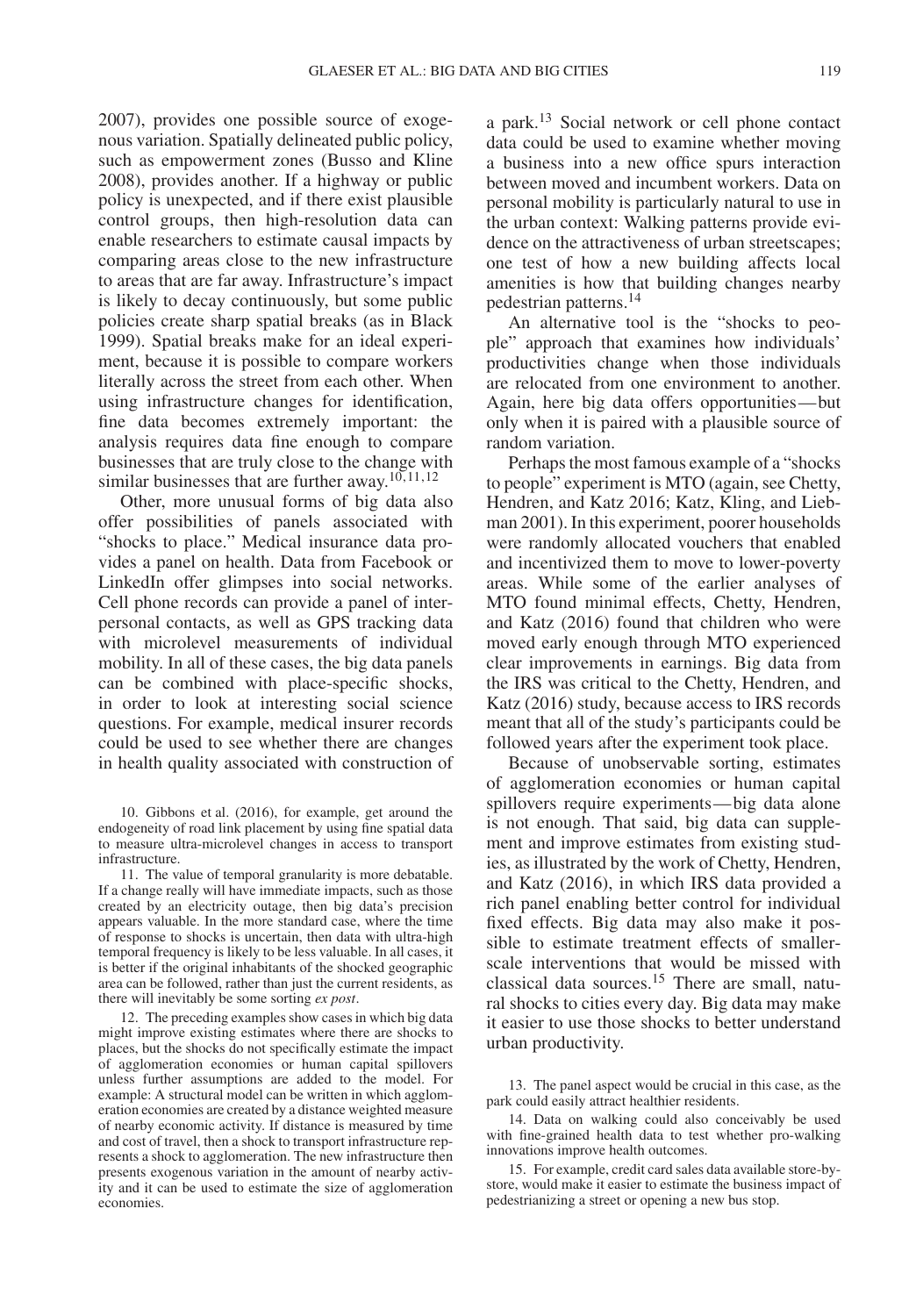2007), provides one possible source of exogenous variation. Spatially delineated public policy, such as empowerment zones (Busso and Kline 2008), provides another. If a highway or public policy is unexpected, and if there exist plausible control groups, then high-resolution data can enable researchers to estimate causal impacts by comparing areas close to the new infrastructure to areas that are far away. Infrastructure's impact is likely to decay continuously, but some public policies create sharp spatial breaks (as in Black 1999). Spatial breaks make for an ideal experiment, because it is possible to compare workers literally across the street from each other. When using infrastructure changes for identification, fine data becomes extremely important: the analysis requires data fine enough to compare businesses that are truly close to the change with similar businesses that are further away.[10,11,12]

Other, more unusual forms of big data also offer possibilities of panels associated with "shocks to place." Medical insurance data provides a panel on health. Data from Facebook or LinkedIn offer glimpses into social networks. Cell phone records can provide a panel of interpersonal contacts, as well as GPS tracking data with microlevel measurements of individual mobility. In all of these cases, the big data panels can be combined with place-specific shocks, in order to look at interesting social science questions. For example, medical insurer records could be used to see whether there are changes in health quality associated with construction of a park.[13] Social network or cell phone contact data could be used to examine whether moving a business into a new office spurs interaction between moved and incumbent workers. Data on personal mobility is particularly natural to use in the urban context: Walking patterns provide evidence on the attractiveness of urban streetscapes; one test of how a new building affects local amenities is how that building changes nearby pedestrian patterns.[14]

An alternative tool is the "shocks to people" approach that examines how individuals' productivities change when those individuals are relocated from one environment to another. Again, here big data offers opportunities—but only when it is paired with a plausible source of random variation.

Perhaps the most famous example of a "shocks to people" experiment is MTO (again, see Chetty, Hendren, and Katz 2016; Katz, Kling, and Liebman 2001). In this experiment, poorer households were randomly allocated vouchers that enabled and incentivized them to move to lower-poverty areas. While some of the earlier analyses of MTO found minimal effects, Chetty, Hendren, and Katz (2016) found that children who were moved early enough through MTO experienced clear improvements in earnings. Big data from the IRS was critical to the Chetty, Hendren, and Katz (2016) study, because access to IRS records meant that all of the study's participants could be followed years after the experiment took place.

Because of unobservable sorting, estimates of agglomeration economies or human capital spillovers require experiments—big data alone is not enough. That said, big data can supplement and improve estimates from existing studies, as illustrated by the work of Chetty, Hendren, and Katz (2016), in which IRS data provided a rich panel enabling better control for individual fixed effects. Big data may also make it possible to estimate treatment effects of smaller-scale interventions that would be missed with classical data sources.[15] There are small, natural shocks to cities every day. Big data may make it easier to use those shocks to better understand urban productivity.

---

10. Gibbons et al. (2016), for example, get around the endogeneity of road link placement by using fine spatial data to measure ultra-microlevel changes in access to transport infrastructure.

11. The value of temporal granularity is more debatable. If a change really will have immediate impacts, such as those created by an electricity outage, then big data's precision appears valuable. In the more standard case, where the time of response to shocks is uncertain, then data with ultra-high temporal frequency is likely to be less valuable. In all cases, it is better if the original inhabitants of the shocked geographic area can be followed, rather than just the current residents, as there will inevitably be some sorting *ex post*.

12. The preceding examples show cases in which big data might improve existing estimates where there are shocks to places, but the shocks do not specifically estimate the impact of agglomeration economies or human capital spillovers unless further assumptions are added to the model. For example: A structural model can be written in which agglomeration economies are created by a distance weighted measure of nearby economic activity. If distance is measured by time and cost of travel, then a shock to transport infrastructure represents a shock to agglomeration. The new infrastructure then presents exogenous variation in the amount of nearby activity and it can be used to estimate the size of agglomeration economies.

13. The panel aspect would be crucial in this case, as the park could easily attract healthier residents.

14. Data on walking could also conceivably be used with fine-grained health data to test whether pro-walking innovations improve health outcomes.

15. For example, credit card sales data available store-by-store, would make it easier to estimate the business impact of pedestrianizing a street or opening a new bus stop.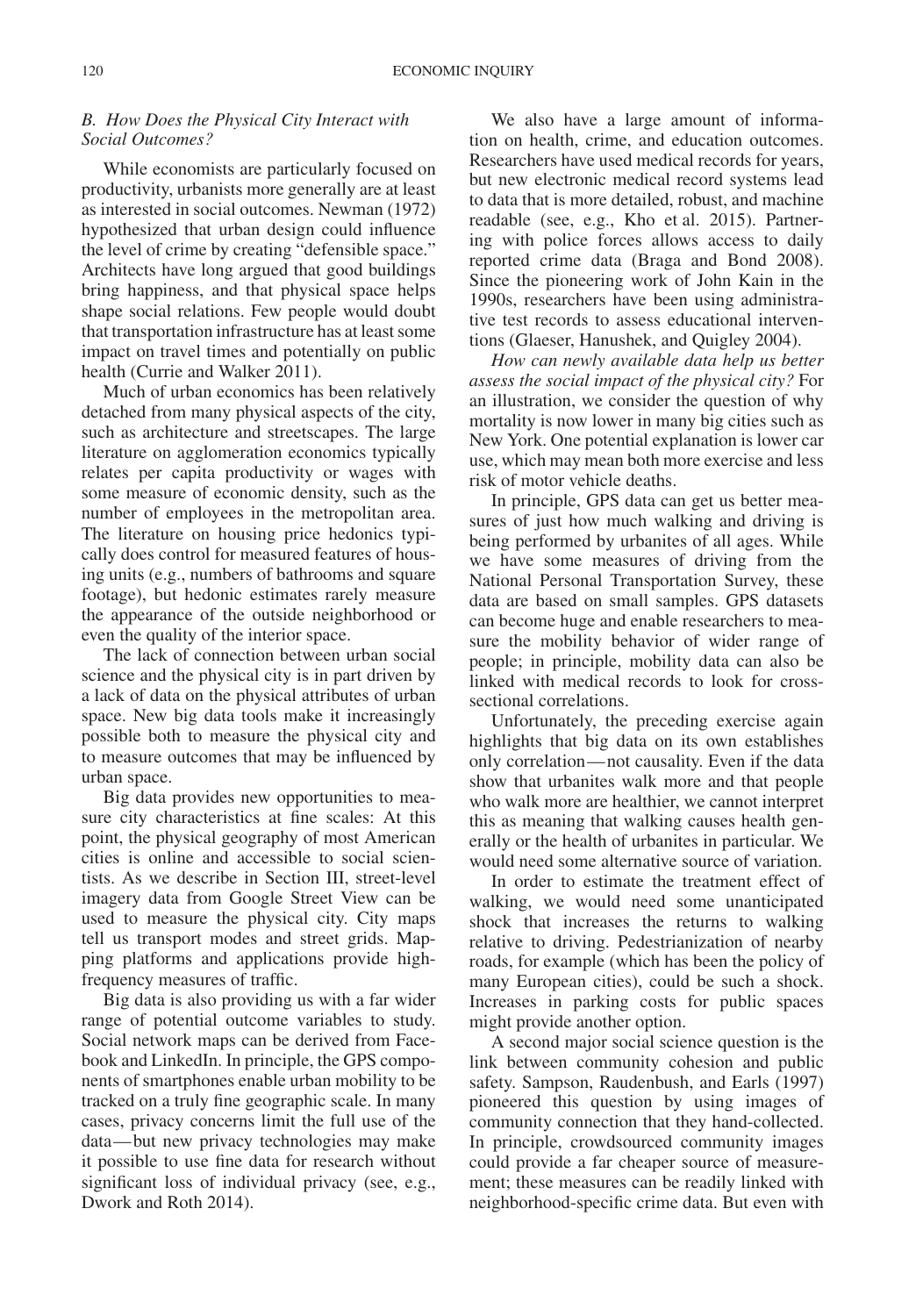### B. How Does the Physical City Interact with Social Outcomes?

While economists are particularly focused on productivity, urbanists more generally are at least as interested in social outcomes. Newman (1972) hypothesized that urban design could influence the level of crime by creating "defensible space." Architects have long argued that good buildings bring happiness, and that physical space helps shape social relations. Few people would doubt that transportation infrastructure has at least some impact on travel times and potentially on public health (Currie and Walker 2011).

Much of urban economics has been relatively detached from many physical aspects of the city, such as architecture and streetscapes. The large literature on agglomeration economics typically relates per capita productivity or wages with some measure of economic density, such as the number of employees in the metropolitan area. The literature on housing price hedonics typically does control for measured features of housing units (e.g., numbers of bathrooms and square footage), but hedonic estimates rarely measure the appearance of the outside neighborhood or even the quality of the interior space.

The lack of connection between urban social science and the physical city is in part driven by a lack of data on the physical attributes of urban space. New big data tools make it increasingly possible both to measure the physical city and to measure outcomes that may be influenced by urban space.

Big data provides new opportunities to measure city characteristics at fine scales: At this point, the physical geography of most American cities is online and accessible to social scientists. As we describe in Section III, street-level imagery data from Google Street View can be used to measure the physical city. City maps tell us transport modes and street grids. Mapping platforms and applications provide high-frequency measures of traffic.

Big data is also providing us with a far wider range of potential outcome variables to study. Social network maps can be derived from Facebook and LinkedIn. In principle, the GPS components of smartphones enable urban mobility to be tracked on a truly fine geographic scale. In many cases, privacy concerns limit the full use of the data—but new privacy technologies may make it possible to use fine data for research without significant loss of individual privacy (see, e.g., Dwork and Roth 2014).

We also have a large amount of information on health, crime, and education outcomes. Researchers have used medical records for years, but new electronic medical record systems lead to data that is more detailed, robust, and machine readable (see, e.g., Kho et al. 2015). Partnering with police forces allows access to daily reported crime data (Braga and Bond 2008). Since the pioneering work of John Kain in the 1990s, researchers have been using administrative test records to assess educational interventions (Glaeser, Hanushek, and Quigley 2004).

*How can newly available data help us better assess the social impact of the physical city?* For an illustration, we consider the question of why mortality is now lower in many big cities such as New York. One potential explanation is lower car use, which may mean both more exercise and less risk of motor vehicle deaths.

In principle, GPS data can get us better measures of just how much walking and driving is being performed by urbanites of all ages. While we have some measures of driving from the National Personal Transportation Survey, these data are based on small samples. GPS datasets can become huge and enable researchers to measure the mobility behavior of wider range of people; in principle, mobility data can also be linked with medical records to look for cross-sectional correlations.

Unfortunately, the preceding exercise again highlights that big data on its own establishes only correlation—not causality. Even if the data show that urbanites walk more and that people who walk more are healthier, we cannot interpret this as meaning that walking causes health generally or the health of urbanites in particular. We would need some alternative source of variation.

In order to estimate the treatment effect of walking, we would need some unanticipated shock that increases the returns to walking relative to driving. Pedestrianization of nearby roads, for example (which has been the policy of many European cities), could be such a shock. Increases in parking costs for public spaces might provide another option.

A second major social science question is the link between community cohesion and public safety. Sampson, Raudenbush, and Earls (1997) pioneered this question by using images of community connection that they hand-collected. In principle, crowdsourced community images could provide a far cheaper source of measurement; these measures can be readily linked with neighborhood-specific crime data. But even with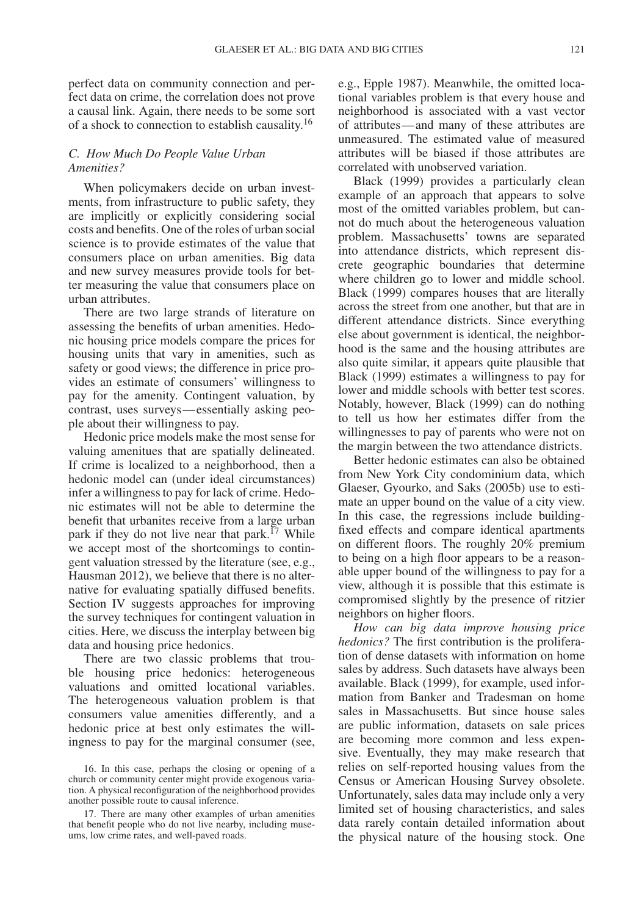perfect data on community connection and perfect data on crime, the correlation does not prove a causal link. Again, there needs to be some sort of a shock to connection to establish causality.[16]

### *C. How Much Do People Value Urban Amenities?*

When policymakers decide on urban investments, from infrastructure to public safety, they are implicitly or explicitly considering social costs and benefits. One of the roles of urban social science is to provide estimates of the value that consumers place on urban amenities. Big data and new survey measures provide tools for better measuring the value that consumers place on urban attributes.

There are two large strands of literature on assessing the benefits of urban amenities. Hedonic housing price models compare the prices for housing units that vary in amenities, such as safety or good views; the difference in price provides an estimate of consumers' willingness to pay for the amenity. Contingent valuation, by contrast, uses surveys—essentially asking people about their willingness to pay.

Hedonic price models make the most sense for valuing amenitues that are spatially delineated. If crime is localized to a neighborhood, then a hedonic model can (under ideal circumstances) infer a willingness to pay for lack of crime. Hedonic estimates will not be able to determine the benefit that urbanites receive from a large urban park if they do not live near that park.[17] While we accept most of the shortcomings to contingent valuation stressed by the literature (see, e.g., Hausman 2012), we believe that there is no alternative for evaluating spatially diffused benefits. Section IV suggests approaches for improving the survey techniques for contingent valuation in cities. Here, we discuss the interplay between big data and housing price hedonics.

There are two classic problems that trouble housing price hedonics: heterogeneous valuations and omitted locational variables. The heterogeneous valuation problem is that consumers value amenities differently, and a hedonic price at best only estimates the willingness to pay for the marginal consumer (see, e.g., Epple 1987). Meanwhile, the omitted locational variables problem is that every house and neighborhood is associated with a vast vector of attributes—and many of these attributes are unmeasured. The estimated value of measured attributes will be biased if those attributes are correlated with unobserved variation.

Black (1999) provides a particularly clean example of an approach that appears to solve most of the omitted variables problem, but cannot do much about the heterogeneous valuation problem. Massachusetts' towns are separated into attendance districts, which represent discrete geographic boundaries that determine where children go to lower and middle school. Black (1999) compares houses that are literally across the street from one another, but that are in different attendance districts. Since everything else about government is identical, the neighborhood is the same and the housing attributes are also quite similar, it appears quite plausible that Black (1999) estimates a willingness to pay for lower and middle schools with better test scores. Notably, however, Black (1999) can do nothing to tell us how her estimates differ from the willingnesses to pay of parents who were not on the margin between the two attendance districts.

Better hedonic estimates can also be obtained from New York City condominium data, which Glaeser, Gyourko, and Saks (2005b) use to estimate an upper bound on the value of a city view. In this case, the regressions include building-fixed effects and compare identical apartments on different floors. The roughly 20% premium to being on a high floor appears to be a reasonable upper bound of the willingness to pay for a view, although it is possible that this estimate is compromised slightly by the presence of ritzier neighbors on higher floors.

*How can big data improve housing price hedonics?* The first contribution is the proliferation of dense datasets with information on home sales by address. Such datasets have always been available. Black (1999), for example, used information from Banker and Tradesman on home sales in Massachusetts. But since house sales are public information, datasets on sale prices are becoming more common and less expensive. Eventually, they may make research that relies on self-reported housing values from the Census or American Housing Survey obsolete. Unfortunately, sales data may include only a very limited set of housing characteristics, and sales data rarely contain detailed information about the physical nature of the housing stock. One

16. In this case, perhaps the closing or opening of a church or community center might provide exogenous variation. A physical reconfiguration of the neighborhood provides another possible route to causal inference.

17. There are many other examples of urban amenities that benefit people who do not live nearby, including museums, low crime rates, and well-paved roads.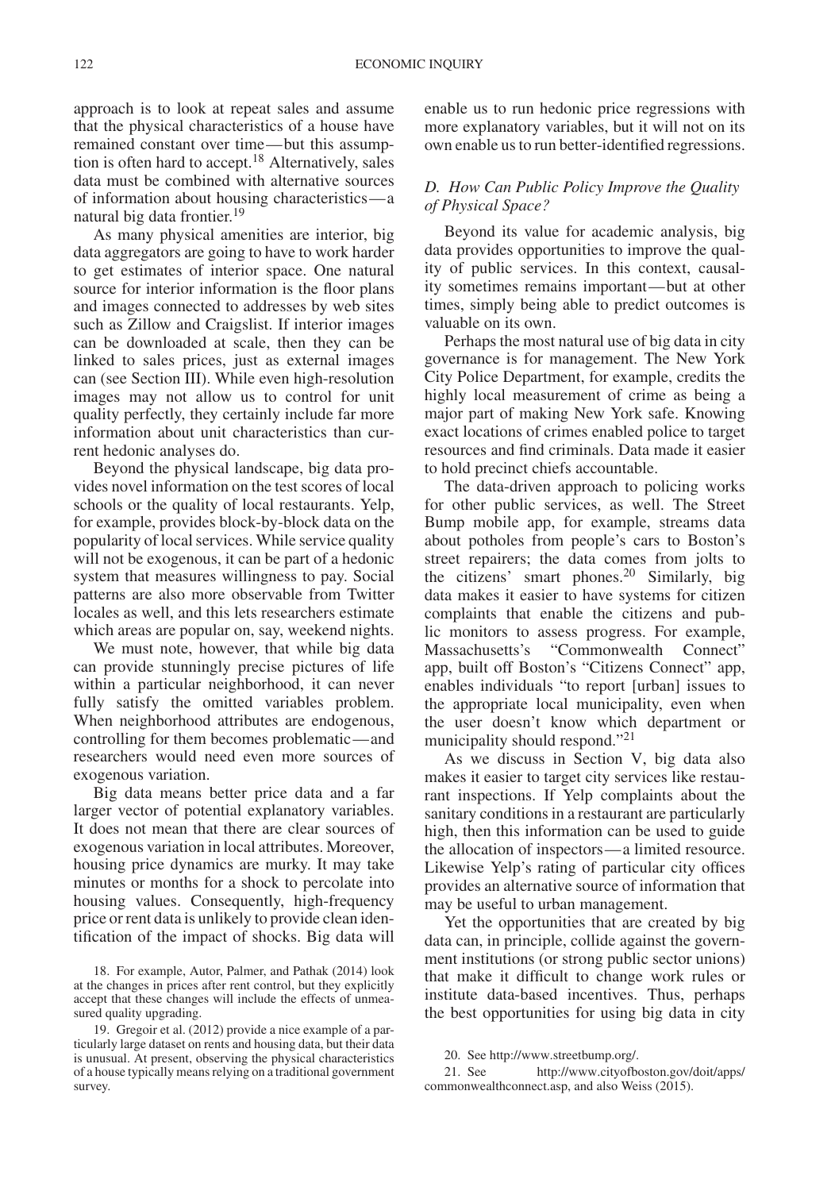approach is to look at repeat sales and assume that the physical characteristics of a house have remained constant over time—but this assumption is often hard to accept.[18] Alternatively, sales data must be combined with alternative sources of information about housing characteristics—a natural big data frontier.[19]

As many physical amenities are interior, big data aggregators are going to have to work harder to get estimates of interior space. One natural source for interior information is the floor plans and images connected to addresses by web sites such as Zillow and Craigslist. If interior images can be downloaded at scale, then they can be linked to sales prices, just as external images can (see Section III). While even high-resolution images may not allow us to control for unit quality perfectly, they certainly include far more information about unit characteristics than current hedonic analyses do.

Beyond the physical landscape, big data provides novel information on the test scores of local schools or the quality of local restaurants. Yelp, for example, provides block-by-block data on the popularity of local services. While service quality will not be exogenous, it can be part of a hedonic system that measures willingness to pay. Social patterns are also more observable from Twitter locales as well, and this lets researchers estimate which areas are popular on, say, weekend nights.

We must note, however, that while big data can provide stunningly precise pictures of life within a particular neighborhood, it can never fully satisfy the omitted variables problem. When neighborhood attributes are endogenous, controlling for them becomes problematic—and researchers would need even more sources of exogenous variation.

Big data means better price data and a far larger vector of potential explanatory variables. It does not mean that there are clear sources of exogenous variation in local attributes. Moreover, housing price dynamics are murky. It may take minutes or months for a shock to percolate into housing values. Consequently, high-frequency price or rent data is unlikely to provide clean identification of the impact of shocks. Big data will enable us to run hedonic price regressions with more explanatory variables, but it will not on its own enable us to run better-identified regressions.

### *D. How Can Public Policy Improve the Quality of Physical Space?*

Beyond its value for academic analysis, big data provides opportunities to improve the quality of public services. In this context, causality sometimes remains important—but at other times, simply being able to predict outcomes is valuable on its own.

Perhaps the most natural use of big data in city governance is for management. The New York City Police Department, for example, credits the highly local measurement of crime as being a major part of making New York safe. Knowing exact locations of crimes enabled police to target resources and find criminals. Data made it easier to hold precinct chiefs accountable.

The data-driven approach to policing works for other public services, as well. The Street Bump mobile app, for example, streams data about potholes from people's cars to Boston's street repairers; the data comes from jolts to the citizens' smart phones.[20] Similarly, big data makes it easier to have systems for citizen complaints that enable the citizens and public monitors to assess progress. For example, Massachusetts's "Commonwealth Connect" app, built off Boston's "Citizens Connect" app, enables individuals "to report [urban] issues to the appropriate local municipality, even when the user doesn't know which department or municipality should respond."[21]

As we discuss in Section V, big data also makes it easier to target city services like restaurant inspections. If Yelp complaints about the sanitary conditions in a restaurant are particularly high, then this information can be used to guide the allocation of inspectors—a limited resource. Likewise Yelp's rating of particular city offices provides an alternative source of information that may be useful to urban management.

Yet the opportunities that are created by big data can, in principle, collide against the government institutions (or strong public sector unions) that make it difficult to change work rules or institute data-based incentives. Thus, perhaps the best opportunities for using big data in city

18. For example, Autor, Palmer, and Pathak (2014) look at the changes in prices after rent control, but they explicitly accept that these changes will include the effects of unmeasured quality upgrading.

19. Gregoir et al. (2012) provide a nice example of a particularly large dataset on rents and housing data, but their data is unusual. At present, observing the physical characteristics of a house typically means relying on a traditional government survey.

20. See http://www.streetbump.org/.

21. See http://www.cityofboston.gov/doit/apps/commonwealthconnect.asp, and also Weiss (2015).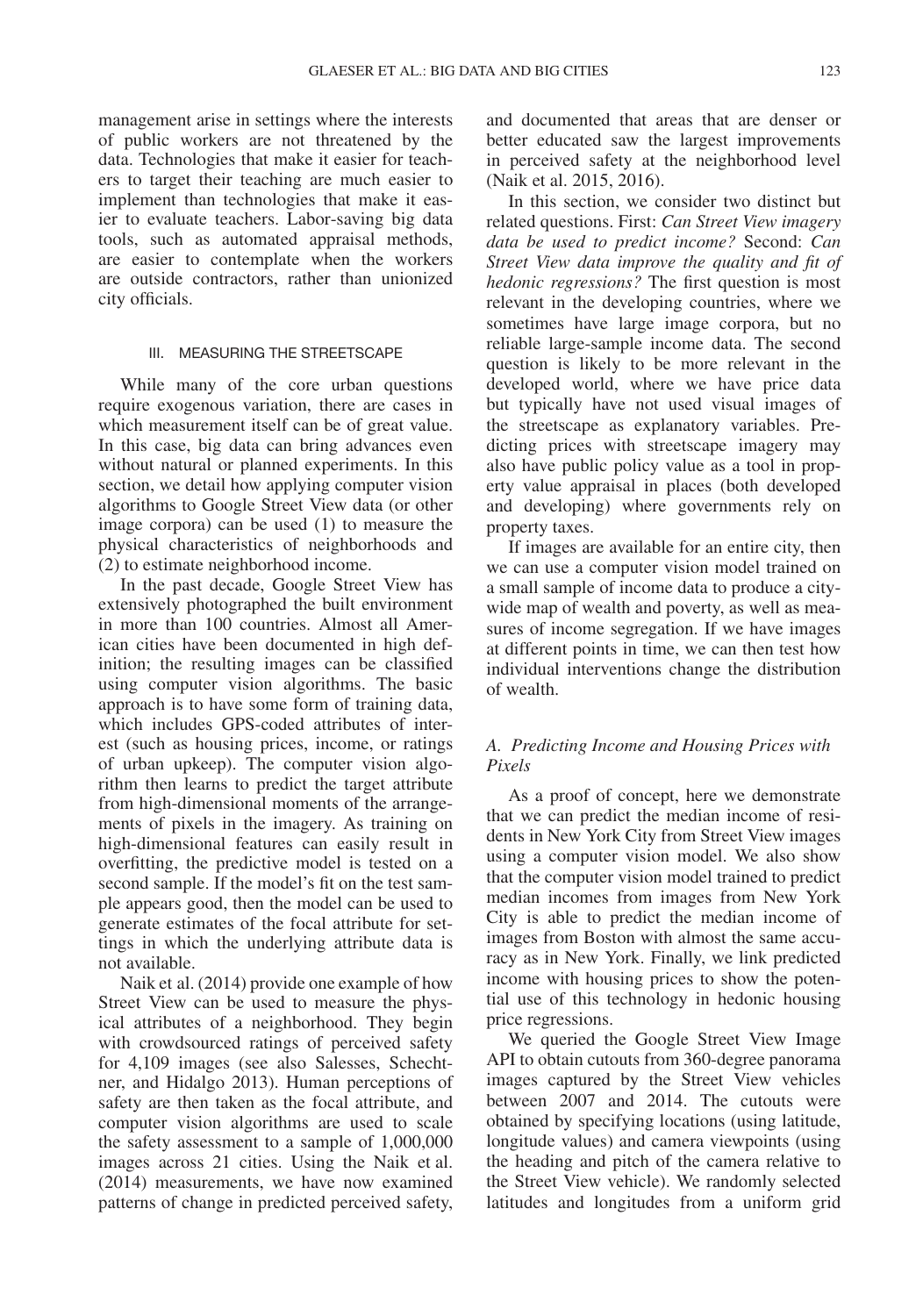management arise in settings where the interests of public workers are not threatened by the data. Technologies that make it easier for teachers to target their teaching are much easier to implement than technologies that make it easier to evaluate teachers. Labor-saving big data tools, such as automated appraisal methods, are easier to contemplate when the workers are outside contractors, rather than unionized city officials.

## III. Measuring the Streetscape

While many of the core urban questions require exogenous variation, there are cases in which measurement itself can be of great value. In this case, big data can bring advances even without natural or planned experiments. In this section, we detail how applying computer vision algorithms to Google Street View data (or other image corpora) can be used (1) to measure the physical characteristics of neighborhoods and (2) to estimate neighborhood income.

In the past decade, Google Street View has extensively photographed the built environment in more than 100 countries. Almost all American cities have been documented in high definition; the resulting images can be classified using computer vision algorithms. The basic approach is to have some form of training data, which includes GPS-coded attributes of interest (such as housing prices, income, or ratings of urban upkeep). The computer vision algorithm then learns to predict the target attribute from high-dimensional moments of the arrangements of pixels in the imagery. As training on high-dimensional features can easily result in overfitting, the predictive model is tested on a second sample. If the model's fit on the test sample appears good, then the model can be used to generate estimates of the focal attribute for settings in which the underlying attribute data is not available.

Naik et al. (2014) provide one example of how Street View can be used to measure the physical attributes of a neighborhood. They begin with crowdsourced ratings of perceived safety for 4,109 images (see also Salesses, Schechtner, and Hidalgo 2013). Human perceptions of safety are then taken as the focal attribute, and computer vision algorithms are used to scale the safety assessment to a sample of 1,000,000 images across 21 cities. Using the Naik et al. (2014) measurements, we have now examined patterns of change in predicted perceived safety, and documented that areas that are denser or better educated saw the largest improvements in perceived safety at the neighborhood level (Naik et al. 2015, 2016).

In this section, we consider two distinct but related questions. First: *Can Street View imagery data be used to predict income?* Second: *Can Street View data improve the quality and fit of hedonic regressions?* The first question is most relevant in the developing countries, where we sometimes have large image corpora, but no reliable large-sample income data. The second question is likely to be more relevant in the developed world, where we have price data but typically have not used visual images of the streetscape as explanatory variables. Predicting prices with streetscape imagery may also have public policy value as a tool in property value appraisal in places (both developed and developing) where governments rely on property taxes.

If images are available for an entire city, then we can use a computer vision model trained on a small sample of income data to produce a citywide map of wealth and poverty, as well as measures of income segregation. If we have images at different points in time, we can then test how individual interventions change the distribution of wealth.

### *A. Predicting Income and Housing Prices with Pixels*

As a proof of concept, here we demonstrate that we can predict the median income of residents in New York City from Street View images using a computer vision model. We also show that the computer vision model trained to predict median incomes from images from New York City is able to predict the median income of images from Boston with almost the same accuracy as in New York. Finally, we link predicted income with housing prices to show the potential use of this technology in hedonic housing price regressions.

We queried the Google Street View Image API to obtain cutouts from 360-degree panorama images captured by the Street View vehicles between 2007 and 2014. The cutouts were obtained by specifying locations (using latitude, longitude values) and camera viewpoints (using the heading and pitch of the camera relative to the Street View vehicle). We randomly selected latitudes and longitudes from a uniform grid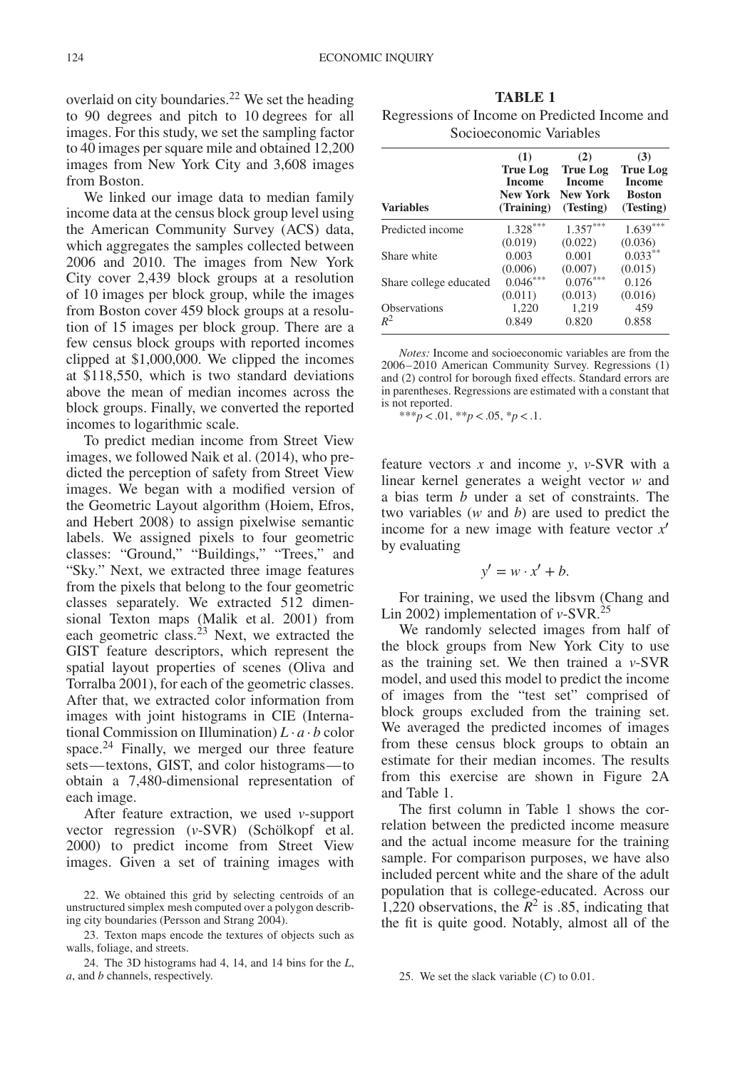overlaid on city boundaries.[22] We set the heading to 90 degrees and pitch to 10 degrees for all images. For this study, we set the sampling factor to 40 images per square mile and obtained 12,200 images from New York City and 3,608 images from Boston.

We linked our image data to median family income data at the census block group level using the American Community Survey (ACS) data, which aggregates the samples collected between 2006 and 2010. The images from New York City cover 2,439 block groups at a resolution of 10 images per block group, while the images from Boston cover 459 block groups at a resolution of 15 images per block group. There are a few census block groups with reported incomes clipped at \$1,000,000. We clipped the incomes at \$118,550, which is two standard deviations above the mean of median incomes across the block groups. Finally, we converted the reported incomes to logarithmic scale.

To predict median income from Street View images, we followed Naik et al. (2014), who predicted the perception of safety from Street View images. We began with a modified version of the Geometric Layout algorithm (Hoiem, Efros, and Hebert 2008) to assign pixelwise semantic labels. We assigned pixels to four geometric classes: "Ground," "Buildings," "Trees," and "Sky." Next, we extracted three image features from the pixels that belong to the four geometric classes separately. We extracted 512 dimensional Texton maps (Malik et al. 2001) from each geometric class.[23] Next, we extracted the GIST feature descriptors, which represent the spatial layout properties of scenes (Oliva and Torralba 2001), for each of the geometric classes. After that, we extracted color information from images with joint histograms in CIE (International Commission on Illumination) $L \cdot a \cdot b$ color space.[24] Finally, we merged our three feature sets—textons, GIST, and color histograms—to obtain a 7,480-dimensional representation of each image.

After feature extraction, we used $\nu$-support vector regression ($\nu$-SVR) (Schölkopf et al. 2000) to predict income from Street View images. Given a set of training images with feature vectors $x$ and income $y$, $\nu$-SVR with a linear kernel generates a weight vector $w$ and a bias term $b$ under a set of constraints. The two variables ($w$ and $b$) are used to predict the income for a new image with feature vector $x'$ by evaluating

$$y' = w \cdot x' + b.$$

For training, we used the libsvm (Chang and Lin 2002) implementation of $\nu$-SVR.[25]

We randomly selected images from half of the block groups from New York City to use as the training set. We then trained a $\nu$-SVR model, and used this model to predict the income of images from the "test set" comprised of block groups excluded from the training set. We averaged the predicted incomes of images from these census block groups to obtain an estimate for their median incomes. The results from this exercise are shown in Figure 2A and Table 1.

The first column in Table 1 shows the correlation between the predicted income measure and the actual income measure for the training sample. For comparison purposes, we have also included percent white and the share of the adult population that is college-educated. Across our 1,220 observations, the $R^2$ is .85, indicating that the fit is quite good. Notably, almost all of the

**TABLE 1**
Regressions of Income on Predicted Income and Socioeconomic Variables

| Variables | (1) True Log Income New York (Training) | (2) True Log Income New York (Testing) | (3) True Log Income Boston (Testing) |
|---|---|---|---|
| Predicted income | 1.328*** | 1.357*** | 1.639*** |
| | (0.019) | (0.022) | (0.036) |
| Share white | 0.003 | 0.001 | 0.033** |
| | (0.006) | (0.007) | (0.015) |
| Share college educated | 0.046*** | 0.076*** | 0.126 |
| | (0.011) | (0.013) | (0.016) |
| Observations | 1,220 | 1,219 | 459 |
| $R^2$ | 0.849 | 0.820 | 0.858 |

*Notes:* Income and socioeconomic variables are from the 2006–2010 American Community Survey. Regressions (1) and (2) control for borough fixed effects. Standard errors are in parentheses. Regressions are estimated with a constant that is not reported.

***$p < .01$, **$p < .05$, *$p < .1$.

22. We obtained this grid by selecting centroids of an unstructured simplex mesh computed over a polygon describing city boundaries (Persson and Strang 2004).

23. Texton maps encode the textures of objects such as walls, foliage, and streets.

24. The 3D histograms had 4, 14, and 14 bins for the $L$, $a$, and $b$ channels, respectively.

25. We set the slack variable ($C$) to 0.01.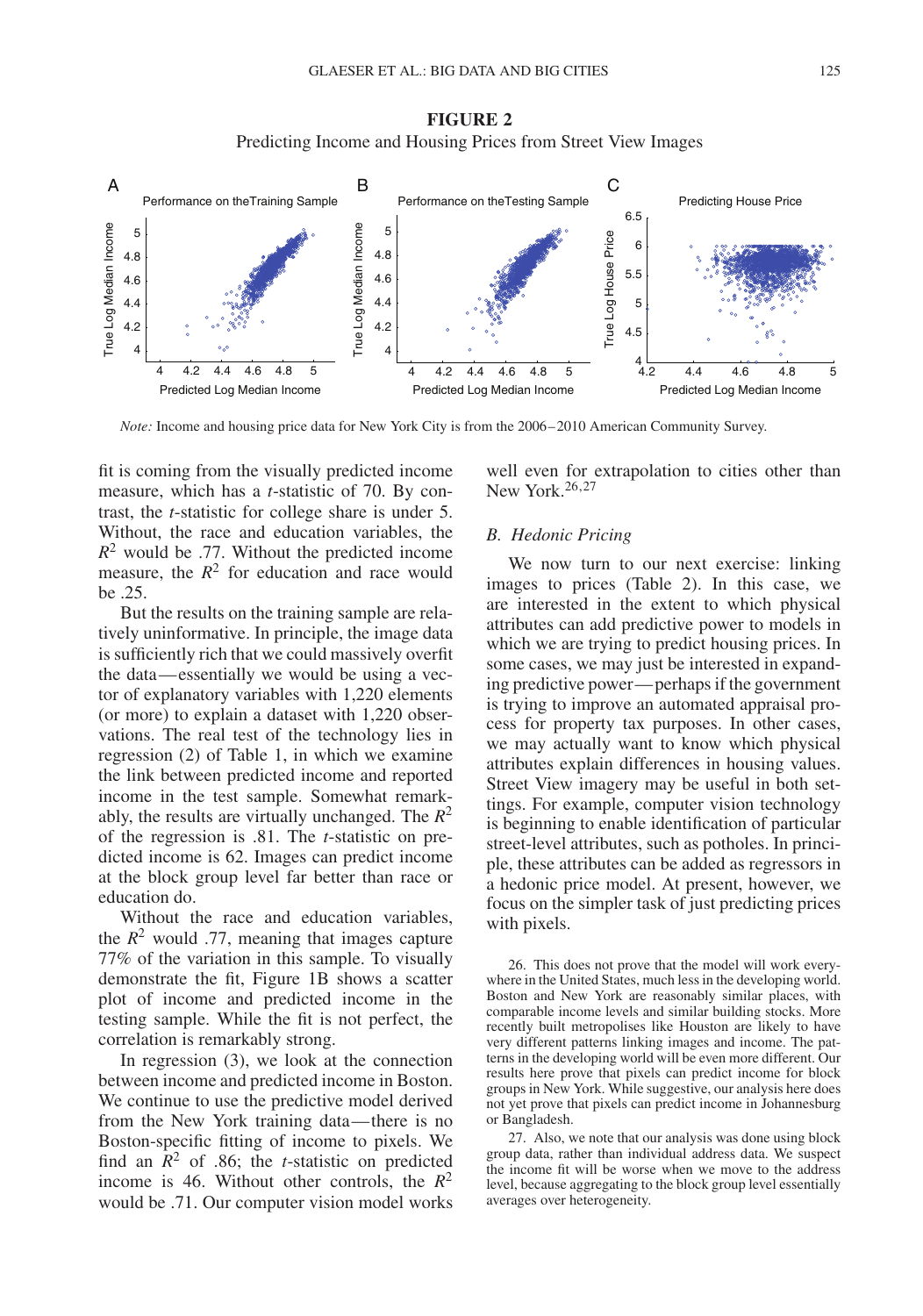**FIGURE 2**

Predicting Income and Housing Prices from Street View Images

*Note:* Income and housing price data for New York City is from the 2006–2010 American Community Survey.

fit is coming from the visually predicted income measure, which has a *t*-statistic of 70. By contrast, the *t*-statistic for college share is under 5. Without, the race and education variables, the $R^2$ would be .77. Without the predicted income measure, the $R^2$ for education and race would be .25.

But the results on the training sample are relatively uninformative. In principle, the image data is sufficiently rich that we could massively overfit the data—essentially we would be using a vector of explanatory variables with 1,220 elements (or more) to explain a dataset with 1,220 observations. The real test of the technology lies in regression (2) of Table 1, in which we examine the link between predicted income and reported income in the test sample. Somewhat remarkably, the results are virtually unchanged. The $R^2$ of the regression is .81. The *t*-statistic on predicted income is 62. Images can predict income at the block group level far better than race or education do.

Without the race and education variables, the $R^2$ would .77, meaning that images capture 77% of the variation in this sample. To visually demonstrate the fit, Figure 1B shows a scatter plot of income and predicted income in the testing sample. While the fit is not perfect, the correlation is remarkably strong.

In regression (3), we look at the connection between income and predicted income in Boston. We continue to use the predictive model derived from the New York training data—there is no Boston-specific fitting of income to pixels. We find an $R^2$ of .86; the *t*-statistic on predicted income is 46. Without other controls, the $R^2$ would be .71. Our computer vision model works well even for extrapolation to cities other than New York.[26,27]

## B. *Hedonic Pricing*

We now turn to our next exercise: linking images to prices (Table 2). In this case, we are interested in the extent to which physical attributes can add predictive power to models in which we are trying to predict housing prices. In some cases, we may just be interested in expanding predictive power—perhaps if the government is trying to improve an automated appraisal process for property tax purposes. In other cases, we may actually want to know which physical attributes explain differences in housing values. Street View imagery may be useful in both settings. For example, computer vision technology is beginning to enable identification of particular street-level attributes, such as potholes. In principle, these attributes can be added as regressors in a hedonic price model. At present, however, we focus on the simpler task of just predicting prices with pixels.

26. This does not prove that the model will work everywhere in the United States, much less in the developing world. Boston and New York are reasonably similar places, with comparable income levels and similar building stocks. More recently built metropolises like Houston are likely to have very different patterns linking images and income. The patterns in the developing world will be even more different. Our results here prove that pixels can predict income for block groups in New York. While suggestive, our analysis here does not yet prove that pixels can predict income in Johannesburg or Bangladesh.

27. Also, we note that our analysis was done using block group data, rather than individual address data. We suspect the income fit will be worse when we move to the address level, because aggregating to the block group level essentially averages over heterogeneity.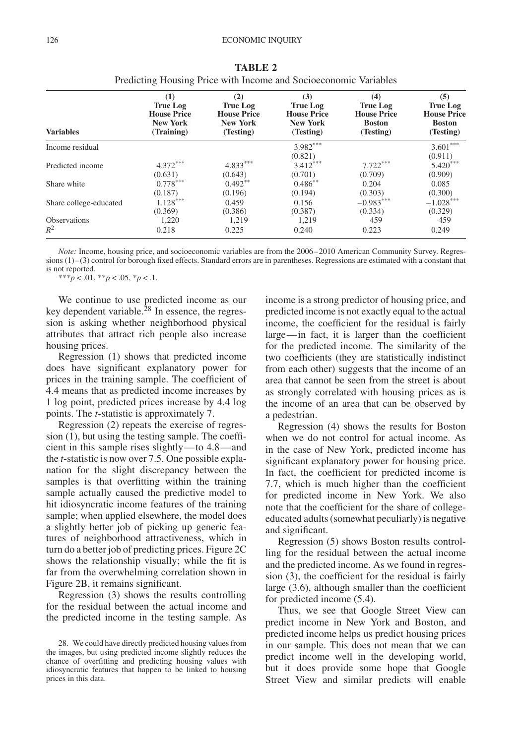**TABLE 2**

Predicting Housing Price with Income and Socioeconomic Variables

| Variables | (1) True Log House Price New York (Training) | (2) True Log House Price New York (Testing) | (3) True Log House Price New York (Testing) | (4) True Log House Price Boston (Testing) | (5) True Log House Price Boston (Testing) |
|---|---|---|---|---|---|
| Income residual | | | $3.982^{***}$ | | $3.601^{***}$ |
| | | | (0.821) | | (0.911) |
| Predicted income | $4.372^{***}$ | $4.833^{***}$ | $3.412^{***}$ | $7.722^{***}$ | $5.420^{***}$ |
| | (0.631) | (0.643) | (0.701) | (0.709) | (0.909) |
| Share white | $0.778^{***}$ | $0.492^{**}$ | $0.486^{**}$ | 0.204 | 0.085 |
| | (0.187) | (0.196) | (0.194) | (0.303) | (0.300) |
| Share college-educated | $1.128^{***}$ | 0.459 | 0.156 | $-0.983^{***}$ | $-1.028^{***}$ |
| | (0.369) | (0.386) | (0.387) | (0.334) | (0.329) |
| Observations | 1,220 | 1,219 | 1,219 | 459 | 459 |
| $R^2$ | 0.218 | 0.225 | 0.240 | 0.223 | 0.249 |

*Note:* Income, housing price, and socioeconomic variables are from the 2006–2010 American Community Survey. Regressions (1)–(3) control for borough fixed effects. Standard errors are in parentheses. Regressions are estimated with a constant that is not reported.

$^{***}p < .01$, $^{**}p < .05$, $^{*}p < .1$.

We continue to use predicted income as our key dependent variable.[28] In essence, the regression is asking whether neighborhood physical attributes that attract rich people also increase housing prices.

Regression (1) shows that predicted income does have significant explanatory power for prices in the training sample. The coefficient of 4.4 means that as predicted income increases by 1 log point, predicted prices increase by 4.4 log points. The *t*-statistic is approximately 7.

Regression (2) repeats the exercise of regression (1), but using the testing sample. The coefficient in this sample rises slightly—to 4.8—and the *t*-statistic is now over 7.5. One possible explanation for the slight discrepancy between the samples is that overfitting within the training sample actually caused the predictive model to hit idiosyncratic income features of the training sample; when applied elsewhere, the model does a slightly better job of picking up generic features of neighborhood attractiveness, which in turn do a better job of predicting prices. Figure 2C shows the relationship visually; while the fit is far from the overwhelming correlation shown in Figure 2B, it remains significant.

Regression (3) shows the results controlling for the residual between the actual income and the predicted income in the testing sample. As income is a strong predictor of housing price, and predicted income is not exactly equal to the actual income, the coefficient for the residual is fairly large—in fact, it is larger than the coefficient for the predicted income. The similarity of the two coefficients (they are statistically indistinct from each other) suggests that the income of an area that cannot be seen from the street is about as strongly correlated with housing prices as is the income of an area that can be observed by a pedestrian.

Regression (4) shows the results for Boston when we do not control for actual income. As in the case of New York, predicted income has significant explanatory power for housing price. In fact, the coefficient for predicted income is 7.7, which is much higher than the coefficient for predicted income in New York. We also note that the coefficient for the share of college-educated adults (somewhat peculiarly) is negative and significant.

Regression (5) shows Boston results controlling for the residual between the actual income and the predicted income. As we found in regression (3), the coefficient for the residual is fairly large (3.6), although smaller than the coefficient for predicted income (5.4).

Thus, we see that Google Street View can predict income in New York and Boston, and predicted income helps us predict housing prices in our sample. This does not mean that we can predict income well in the developing world, but it does provide some hope that Google Street View and similar predicts will enable

28. We could have directly predicted housing values from the images, but using predicted income slightly reduces the chance of overfitting and predicting housing values with idiosyncratic features that happen to be linked to housing prices in this data.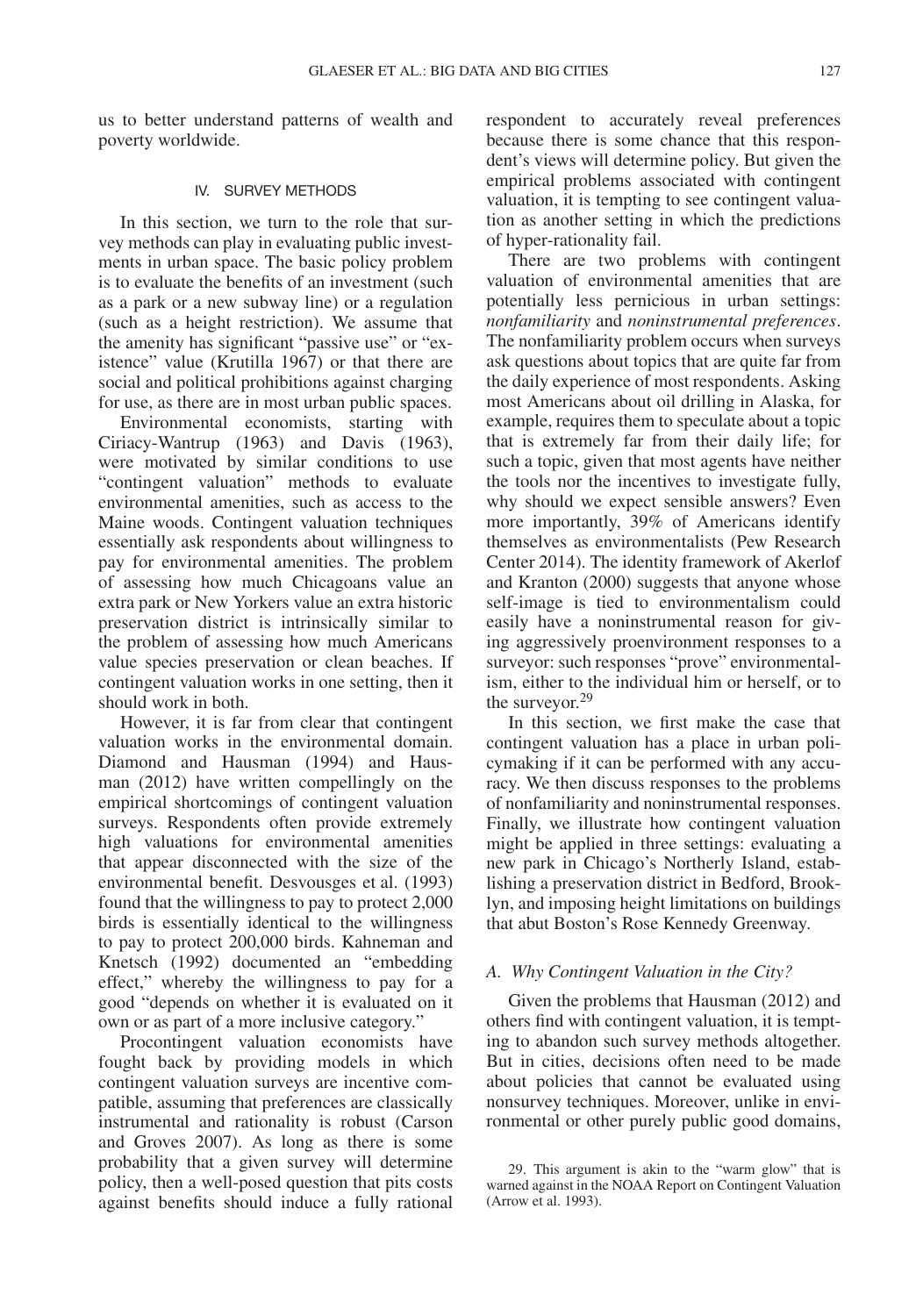us to better understand patterns of wealth and poverty worldwide.

## IV. SURVEY METHODS

In this section, we turn to the role that survey methods can play in evaluating public investments in urban space. The basic policy problem is to evaluate the benefits of an investment (such as a park or a new subway line) or a regulation (such as a height restriction). We assume that the amenity has significant "passive use" or "existence" value (Krutilla 1967) or that there are social and political prohibitions against charging for use, as there are in most urban public spaces.

Environmental economists, starting with Ciriacy-Wantrup (1963) and Davis (1963), were motivated by similar conditions to use "contingent valuation" methods to evaluate environmental amenities, such as access to the Maine woods. Contingent valuation techniques essentially ask respondents about willingness to pay for environmental amenities. The problem of assessing how much Chicagoans value an extra park or New Yorkers value an extra historic preservation district is intrinsically similar to the problem of assessing how much Americans value species preservation or clean beaches. If contingent valuation works in one setting, then it should work in both.

However, it is far from clear that contingent valuation works in the environmental domain. Diamond and Hausman (1994) and Hausman (2012) have written compellingly on the empirical shortcomings of contingent valuation surveys. Respondents often provide extremely high valuations for environmental amenities that appear disconnected with the size of the environmental benefit. Desvousges et al. (1993) found that the willingness to pay to protect 2,000 birds is essentially identical to the willingness to pay to protect 200,000 birds. Kahneman and Knetsch (1992) documented an "embedding effect," whereby the willingness to pay for a good "depends on whether it is evaluated on it own or as part of a more inclusive category."

Procontingent valuation economists have fought back by providing models in which contingent valuation surveys are incentive compatible, assuming that preferences are classically instrumental and rationality is robust (Carson and Groves 2007). As long as there is some probability that a given survey will determine policy, then a well-posed question that pits costs against benefits should induce a fully rational respondent to accurately reveal preferences because there is some chance that this respondent's views will determine policy. But given the empirical problems associated with contingent valuation, it is tempting to see contingent valuation as another setting in which the predictions of hyper-rationality fail.

There are two problems with contingent valuation of environmental amenities that are potentially less pernicious in urban settings: *nonfamiliarity* and *noninstrumental preferences*. The nonfamiliarity problem occurs when surveys ask questions about topics that are quite far from the daily experience of most respondents. Asking most Americans about oil drilling in Alaska, for example, requires them to speculate about a topic that is extremely far from their daily life; for such a topic, given that most agents have neither the tools nor the incentives to investigate fully, why should we expect sensible answers? Even more importantly, 39% of Americans identify themselves as environmentalists (Pew Research Center 2014). The identity framework of Akerlof and Kranton (2000) suggests that anyone whose self-image is tied to environmentalism could easily have a noninstrumental reason for giving aggressively proenvironment responses to a surveyor: such responses "prove" environmentalism, either to the individual him or herself, or to the surveyor.[29]

In this section, we first make the case that contingent valuation has a place in urban policymaking if it can be performed with any accuracy. We then discuss responses to the problems of nonfamiliarity and noninstrumental responses. Finally, we illustrate how contingent valuation might be applied in three settings: evaluating a new park in Chicago's Northerly Island, establishing a preservation district in Bedford, Brooklyn, and imposing height limitations on buildings that abut Boston's Rose Kennedy Greenway.

### *A. Why Contingent Valuation in the City?*

Given the problems that Hausman (2012) and others find with contingent valuation, it is tempting to abandon such survey methods altogether. But in cities, decisions often need to be made about policies that cannot be evaluated using nonsurvey techniques. Moreover, unlike in environmental or other purely public good domains,

29. This argument is akin to the "warm glow" that is warned against in the NOAA Report on Contingent Valuation (Arrow et al. 1993).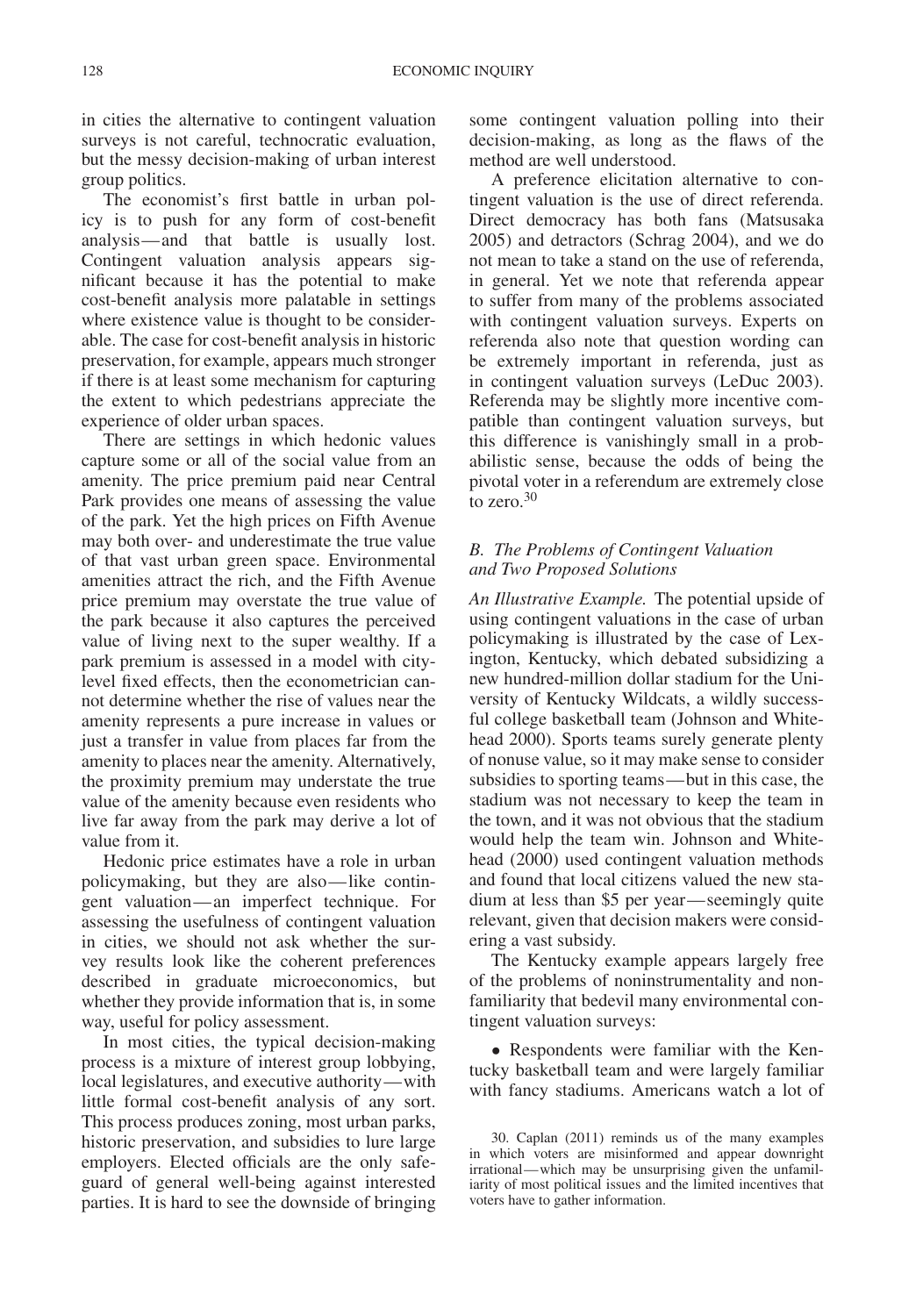in cities the alternative to contingent valuation surveys is not careful, technocratic evaluation, but the messy decision-making of urban interest group politics.

The economist's first battle in urban policy is to push for any form of cost-benefit analysis—and that battle is usually lost. Contingent valuation analysis appears significant because it has the potential to make cost-benefit analysis more palatable in settings where existence value is thought to be considerable. The case for cost-benefit analysis in historic preservation, for example, appears much stronger if there is at least some mechanism for capturing the extent to which pedestrians appreciate the experience of older urban spaces.

There are settings in which hedonic values capture some or all of the social value from an amenity. The price premium paid near Central Park provides one means of assessing the value of the park. Yet the high prices on Fifth Avenue may both over- and underestimate the true value of that vast urban green space. Environmental amenities attract the rich, and the Fifth Avenue price premium may overstate the true value of the park because it also captures the perceived value of living next to the super wealthy. If a park premium is assessed in a model with city-level fixed effects, then the econometrician cannot determine whether the rise of values near the amenity represents a pure increase in values or just a transfer in value from places far from the amenity to places near the amenity. Alternatively, the proximity premium may understate the true value of the amenity because even residents who live far away from the park may derive a lot of value from it.

Hedonic price estimates have a role in urban policymaking, but they are also—like contingent valuation—an imperfect technique. For assessing the usefulness of contingent valuation in cities, we should not ask whether the survey results look like the coherent preferences described in graduate microeconomics, but whether they provide information that is, in some way, useful for policy assessment.

In most cities, the typical decision-making process is a mixture of interest group lobbying, local legislatures, and executive authority—with little formal cost-benefit analysis of any sort. This process produces zoning, most urban parks, historic preservation, and subsidies to lure large employers. Elected officials are the only safeguard of general well-being against interested parties. It is hard to see the downside of bringing some contingent valuation polling into their decision-making, as long as the flaws of the method are well understood.

A preference elicitation alternative to contingent valuation is the use of direct referenda. Direct democracy has both fans (Matsusaka 2005) and detractors (Schrag 2004), and we do not mean to take a stand on the use of referenda, in general. Yet we note that referenda appear to suffer from many of the problems associated with contingent valuation surveys. Experts on referenda also note that question wording can be extremely important in referenda, just as in contingent valuation surveys (LeDuc 2003). Referenda may be slightly more incentive compatible than contingent valuation surveys, but this difference is vanishingly small in a probabilistic sense, because the odds of being the pivotal voter in a referendum are extremely close to zero.[30]

### B. The Problems of Contingent Valuation and Two Proposed Solutions

*An Illustrative Example.* The potential upside of using contingent valuations in the case of urban policymaking is illustrated by the case of Lexington, Kentucky, which debated subsidizing a new hundred-million dollar stadium for the University of Kentucky Wildcats, a wildly successful college basketball team (Johnson and Whitehead 2000). Sports teams surely generate plenty of nonuse value, so it may make sense to consider subsidies to sporting teams—but in this case, the stadium was not necessary to keep the team in the town, and it was not obvious that the stadium would help the team win. Johnson and Whitehead (2000) used contingent valuation methods and found that local citizens valued the new stadium at less than \$5 per year—seemingly quite relevant, given that decision makers were considering a vast subsidy.

The Kentucky example appears largely free of the problems of noninstrumentality and nonfamiliarity that bedevil many environmental contingent valuation surveys:

- Respondents were familiar with the Kentucky basketball team and were largely familiar with fancy stadiums. Americans watch a lot of

30. Caplan (2011) reminds us of the many examples in which voters are misinformed and appear downright irrational—which may be unsurprising given the unfamiliarity of most political issues and the limited incentives that voters have to gather information.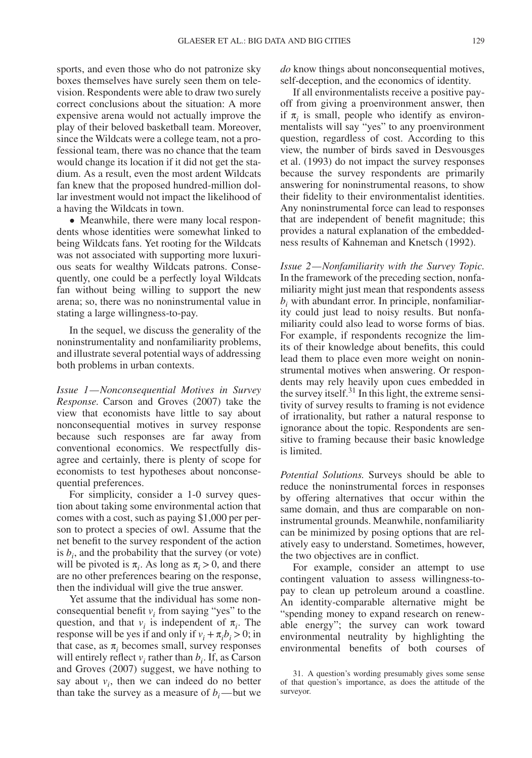sports, and even those who do not patronize sky boxes themselves have surely seen them on television. Respondents were able to draw two surely correct conclusions about the situation: A more expensive arena would not actually improve the play of their beloved basketball team. Moreover, since the Wildcats were a college team, not a professional team, there was no chance that the team would change its location if it did not get the stadium. As a result, even the most ardent Wildcats fan knew that the proposed hundred-million dollar investment would not impact the likelihood of a having the Wildcats in town.

- Meanwhile, there were many local respondents whose identities were somewhat linked to being Wildcats fans. Yet rooting for the Wildcats was not associated with supporting more luxurious seats for wealthy Wildcats patrons. Consequently, one could be a perfectly loyal Wildcats fan without being willing to support the new arena; so, there was no noninstrumental value in stating a large willingness-to-pay.

In the sequel, we discuss the generality of the noninstrumentality and nonfamiliarity problems, and illustrate several potential ways of addressing both problems in urban contexts.

*Issue 1—Nonconsequential Motives in Survey Response.* Carson and Groves (2007) take the view that economists have little to say about nonconsequential motives in survey response because such responses are far away from conventional economics. We respectfully disagree and certainly, there is plenty of scope for economists to test hypotheses about nonconsequential preferences.

For simplicity, consider a 1-0 survey question about taking some environmental action that comes with a cost, such as paying $1,000 per person to protect a species of owl. Assume that the net benefit to the survey respondent of the action is $b_i$, and the probability that the survey (or vote) will be pivoted is $\pi_i$. As long as $\pi_i > 0$, and there are no other preferences bearing on the response, then the individual will give the true answer.

Yet assume that the individual has some nonconsequential benefit $v_i$ from saying "yes" to the question, and that $v_i$ is independent of $\pi_i$. The response will be yes if and only if $v_i + \pi_i b_i > 0$; in that case, as $\pi_i$ becomes small, survey responses will entirely reflect $v_i$ rather than $b_i$. If, as Carson and Groves (2007) suggest, we have nothing to say about $v_i$, then we can indeed do no better than take the survey as a measure of $b_i$—but we *do* know things about nonconsequential motives, self-deception, and the economics of identity.

If all environmentalists receive a positive payoff from giving a proenvironment answer, then if $\pi_i$ is small, people who identify as environmentalists will say "yes" to any proenvironment question, regardless of cost. According to this view, the number of birds saved in Desvousges et al. (1993) do not impact the survey responses because the survey respondents are primarily answering for noninstrumental reasons, to show their fidelity to their environmentalist identities. Any noninstrumental force can lead to responses that are independent of benefit magnitude; this provides a natural explanation of the embeddedness results of Kahneman and Knetsch (1992).

*Issue 2—Nonfamiliarity with the Survey Topic.* In the framework of the preceding section, nonfamiliarity might just mean that respondents assess $b_i$ with abundant error. In principle, nonfamiliarity could just lead to noisy results. But nonfamiliarity could also lead to worse forms of bias. For example, if respondents recognize the limits of their knowledge about benefits, this could lead them to place even more weight on noninstrumental motives when answering. Or respondents may rely heavily upon cues embedded in the survey itself.[31] In this light, the extreme sensitivity of survey results to framing is not evidence of irrationality, but rather a natural response to ignorance about the topic. Respondents are sensitive to framing because their basic knowledge is limited.

*Potential Solutions.* Surveys should be able to reduce the noninstrumental forces in responses by offering alternatives that occur within the same domain, and thus are comparable on noninstrumental grounds. Meanwhile, nonfamiliarity can be minimized by posing options that are relatively easy to understand. Sometimes, however, the two objectives are in conflict.

For example, consider an attempt to use contingent valuation to assess willingness-to-pay to clean up petroleum around a coastline. An identity-comparable alternative might be "spending money to expand research on renewable energy"; the survey can work toward environmental neutrality by highlighting the environmental benefits of both courses of

31. A question's wording presumably gives some sense of that question's importance, as does the attitude of the surveyor.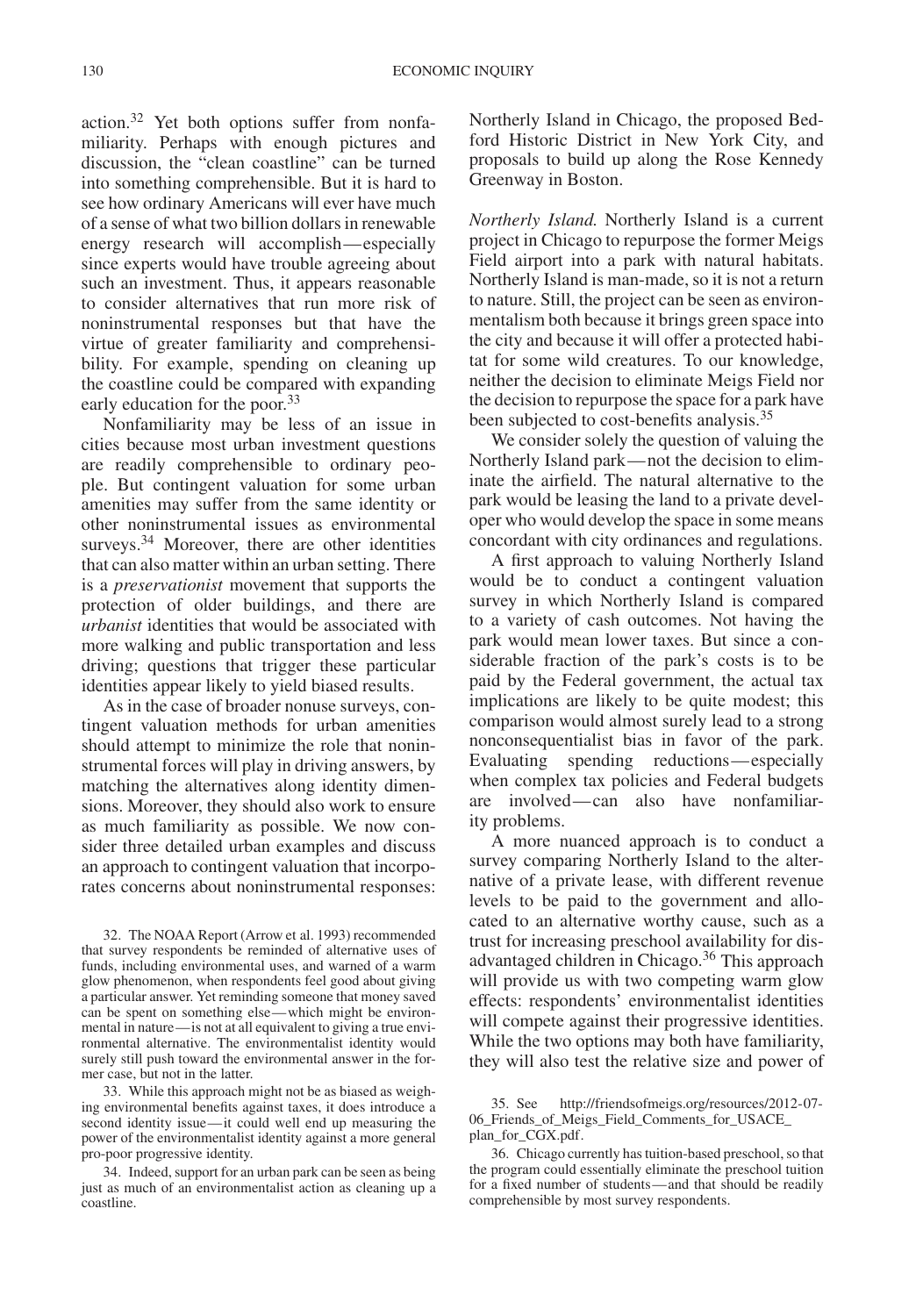action.[32] Yet both options suffer from nonfamiliarity. Perhaps with enough pictures and discussion, the "clean coastline" can be turned into something comprehensible. But it is hard to see how ordinary Americans will ever have much of a sense of what two billion dollars in renewable energy research will accomplish—especially since experts would have trouble agreeing about such an investment. Thus, it appears reasonable to consider alternatives that run more risk of noninstrumental responses but that have the virtue of greater familiarity and comprehensibility. For example, spending on cleaning up the coastline could be compared with expanding early education for the poor.[33]

Nonfamiliarity may be less of an issue in cities because most urban investment questions are readily comprehensible to ordinary people. But contingent valuation for some urban amenities may suffer from the same identity or other noninstrumental issues as environmental surveys.[34] Moreover, there are other identities that can also matter within an urban setting. There is a *preservationist* movement that supports the protection of older buildings, and there are *urbanist* identities that would be associated with more walking and public transportation and less driving; questions that trigger these particular identities appear likely to yield biased results.

As in the case of broader nonuse surveys, contingent valuation methods for urban amenities should attempt to minimize the role that noninstrumental forces will play in driving answers, by matching the alternatives along identity dimensions. Moreover, they should also work to ensure as much familiarity as possible. We now consider three detailed urban examples and discuss an approach to contingent valuation that incorporates concerns about noninstrumental responses: Northerly Island in Chicago, the proposed Bedford Historic District in New York City, and proposals to build up along the Rose Kennedy Greenway in Boston.

*Northerly Island.* Northerly Island is a current project in Chicago to repurpose the former Meigs Field airport into a park with natural habitats. Northerly Island is man-made, so it is not a return to nature. Still, the project can be seen as environmentalism both because it brings green space into the city and because it will offer a protected habitat for some wild creatures. To our knowledge, neither the decision to eliminate Meigs Field nor the decision to repurpose the space for a park have been subjected to cost-benefits analysis.[35]

We consider solely the question of valuing the Northerly Island park—not the decision to eliminate the airfield. The natural alternative to the park would be leasing the land to a private developer who would develop the space in some means concordant with city ordinances and regulations.

A first approach to valuing Northerly Island would be to conduct a contingent valuation survey in which Northerly Island is compared to a variety of cash outcomes. Not having the park would mean lower taxes. But since a considerable fraction of the park's costs is to be paid by the Federal government, the actual tax implications are likely to be quite modest; this comparison would almost surely lead to a strong nonconsequentialist bias in favor of the park. Evaluating spending reductions—especially when complex tax policies and Federal budgets are involved—can also have nonfamiliarity problems.

A more nuanced approach is to conduct a survey comparing Northerly Island to the alternative of a private lease, with different revenue levels to be paid to the government and allocated to an alternative worthy cause, such as a trust for increasing preschool availability for disadvantaged children in Chicago.[36] This approach will provide us with two competing warm glow effects: respondents' environmentalist identities will compete against their progressive identities. While the two options may both have familiarity, they will also test the relative size and power of

32. The NOAA Report (Arrow et al. 1993) recommended that survey respondents be reminded of alternative uses of funds, including environmental uses, and warned of a warm glow phenomenon, when respondents feel good about giving a particular answer. Yet reminding someone that money saved can be spent on something else—which might be environmental in nature—is not at all equivalent to giving a true environmental alternative. The environmentalist identity would surely still push toward the environmental answer in the former case, but not in the latter.

33. While this approach might not be as biased as weighing environmental benefits against taxes, it does introduce a second identity issue—it could well end up measuring the power of the environmentalist identity against a more general pro-poor progressive identity.

34. Indeed, support for an urban park can be seen as being just as much of an environmentalist action as cleaning up a coastline.

35. See http://friendsofmeigs.org/resources/2012-07-06_Friends_of_Meigs_Field_Comments_for_USACE_plan_for_CGX.pdf.

36. Chicago currently has tuition-based preschool, so that the program could essentially eliminate the preschool tuition for a fixed number of students—and that should be readily comprehensible by most survey respondents.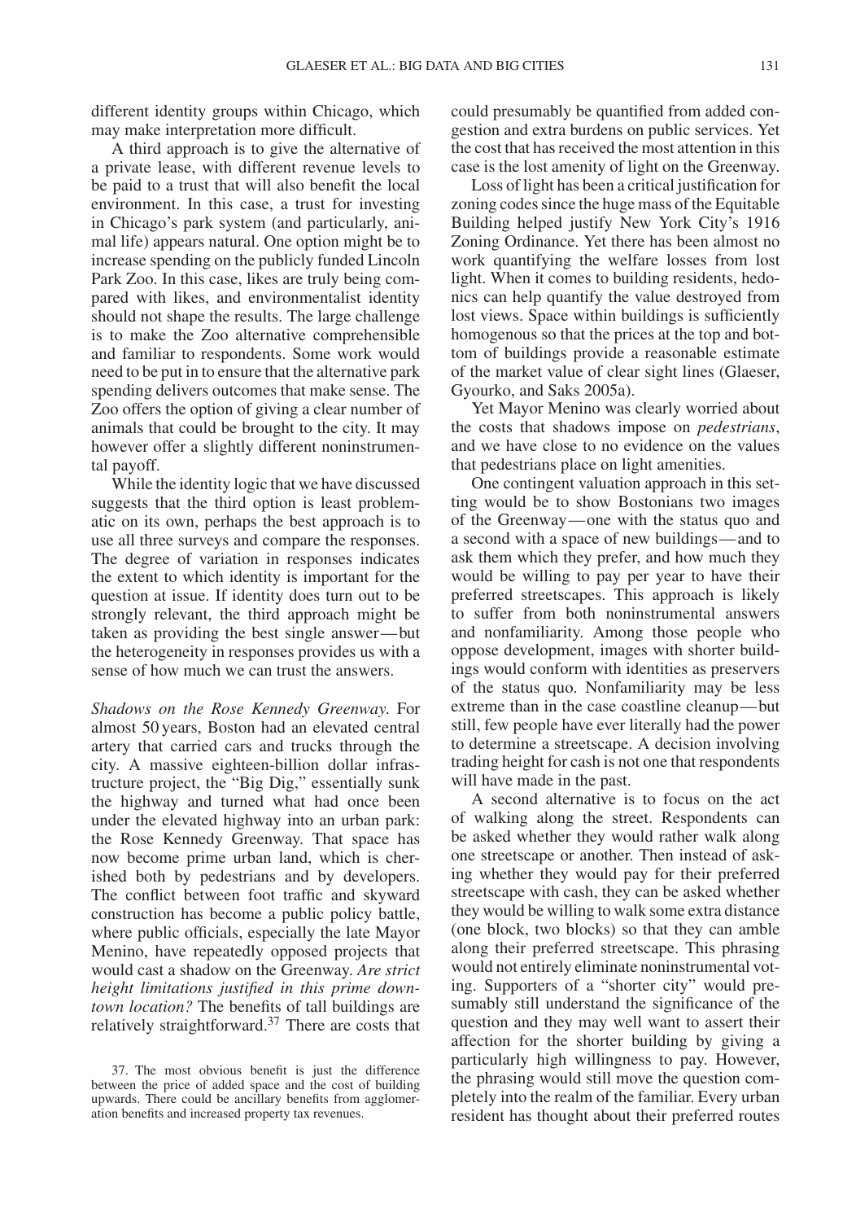different identity groups within Chicago, which may make interpretation more difficult.

A third approach is to give the alternative of a private lease, with different revenue levels to be paid to a trust that will also benefit the local environment. In this case, a trust for investing in Chicago's park system (and particularly, animal life) appears natural. One option might be to increase spending on the publicly funded Lincoln Park Zoo. In this case, likes are truly being compared with likes, and environmentalist identity should not shape the results. The large challenge is to make the Zoo alternative comprehensible and familiar to respondents. Some work would need to be put in to ensure that the alternative park spending delivers outcomes that make sense. The Zoo offers the option of giving a clear number of animals that could be brought to the city. It may however offer a slightly different noninstrumental payoff.

While the identity logic that we have discussed suggests that the third option is least problematic on its own, perhaps the best approach is to use all three surveys and compare the responses. The degree of variation in responses indicates the extent to which identity is important for the question at issue. If identity does turn out to be strongly relevant, the third approach might be taken as providing the best single answer—but the heterogeneity in responses provides us with a sense of how much we can trust the answers.

*Shadows on the Rose Kennedy Greenway.* For almost 50 years, Boston had an elevated central artery that carried cars and trucks through the city. A massive eighteen-billion dollar infrastructure project, the "Big Dig," essentially sunk the highway and turned what had once been under the elevated highway into an urban park: the Rose Kennedy Greenway. That space has now become prime urban land, which is cherished both by pedestrians and by developers. The conflict between foot traffic and skyward construction has become a public policy battle, where public officials, especially the late Mayor Menino, have repeatedly opposed projects that would cast a shadow on the Greenway. *Are strict height limitations justified in this prime downtown location?* The benefits of tall buildings are relatively straightforward.[37] There are costs that could presumably be quantified from added congestion and extra burdens on public services. Yet the cost that has received the most attention in this case is the lost amenity of light on the Greenway.

Loss of light has been a critical justification for zoning codes since the huge mass of the Equitable Building helped justify New York City's 1916 Zoning Ordinance. Yet there has been almost no work quantifying the welfare losses from lost light. When it comes to building residents, hedonics can help quantify the value destroyed from lost views. Space within buildings is sufficiently homogenous so that the prices at the top and bottom of buildings provide a reasonable estimate of the market value of clear sight lines (Glaeser, Gyourko, and Saks 2005a).

Yet Mayor Menino was clearly worried about the costs that shadows impose on *pedestrians*, and we have close to no evidence on the values that pedestrians place on light amenities.

One contingent valuation approach in this setting would be to show Bostonians two images of the Greenway—one with the status quo and a second with a space of new buildings—and to ask them which they prefer, and how much they would be willing to pay per year to have their preferred streetscapes. This approach is likely to suffer from both noninstrumental answers and nonfamiliarity. Among those people who oppose development, images with shorter buildings would conform with identities as preservers of the status quo. Nonfamiliarity may be less extreme than in the case coastline cleanup—but still, few people have ever literally had the power to determine a streetscape. A decision involving trading height for cash is not one that respondents will have made in the past.

A second alternative is to focus on the act of walking along the street. Respondents can be asked whether they would rather walk along one streetscape or another. Then instead of asking whether they would pay for their preferred streetscape with cash, they can be asked whether they would be willing to walk some extra distance (one block, two blocks) so that they can amble along their preferred streetscape. This phrasing would not entirely eliminate noninstrumental voting. Supporters of a "shorter city" would presumably still understand the significance of the question and they may well want to assert their affection for the shorter building by giving a particularly high willingness to pay. However, the phrasing would still move the question completely into the realm of the familiar. Every urban resident has thought about their preferred routes

37. The most obvious benefit is just the difference between the price of added space and the cost of building upwards. There could be ancillary benefits from agglomeration benefits and increased property tax revenues.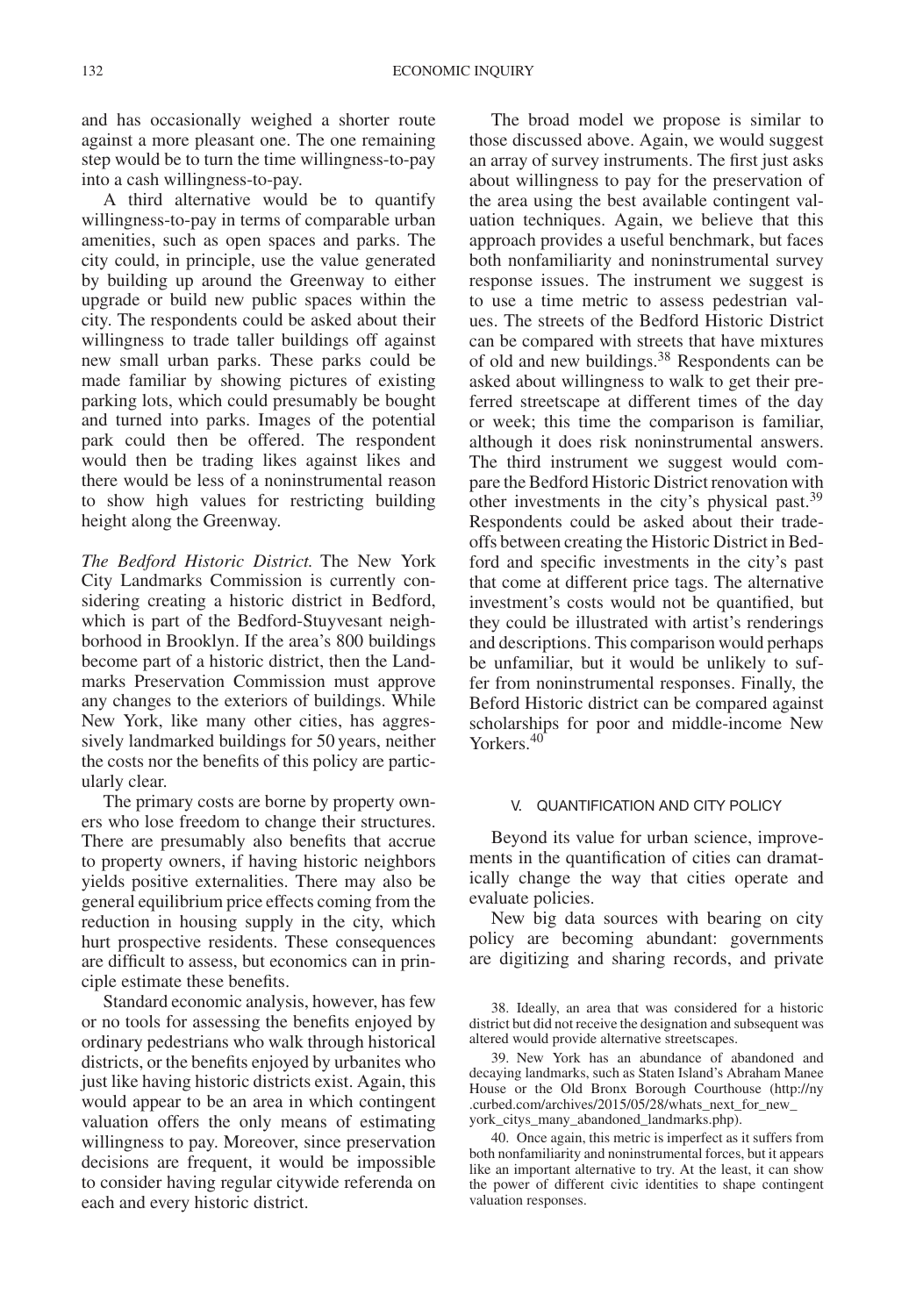and has occasionally weighed a shorter route against a more pleasant one. The one remaining step would be to turn the time willingness-to-pay into a cash willingness-to-pay.

A third alternative would be to quantify willingness-to-pay in terms of comparable urban amenities, such as open spaces and parks. The city could, in principle, use the value generated by building up around the Greenway to either upgrade or build new public spaces within the city. The respondents could be asked about their willingness to trade taller buildings off against new small urban parks. These parks could be made familiar by showing pictures of existing parking lots, which could presumably be bought and turned into parks. Images of the potential park could then be offered. The respondent would then be trading likes against likes and there would be less of a noninstrumental reason to show high values for restricting building height along the Greenway.

*The Bedford Historic District.* The New York City Landmarks Commission is currently considering creating a historic district in Bedford, which is part of the Bedford-Stuyvesant neighborhood in Brooklyn. If the area's 800 buildings become part of a historic district, then the Landmarks Preservation Commission must approve any changes to the exteriors of buildings. While New York, like many other cities, has aggressively landmarked buildings for 50 years, neither the costs nor the benefits of this policy are particularly clear.

The primary costs are borne by property owners who lose freedom to change their structures. There are presumably also benefits that accrue to property owners, if having historic neighbors yields positive externalities. There may also be general equilibrium price effects coming from the reduction in housing supply in the city, which hurt prospective residents. These consequences are difficult to assess, but economics can in principle estimate these benefits.

Standard economic analysis, however, has few or no tools for assessing the benefits enjoyed by ordinary pedestrians who walk through historical districts, or the benefits enjoyed by urbanites who just like having historic districts exist. Again, this would appear to be an area in which contingent valuation offers the only means of estimating willingness to pay. Moreover, since preservation decisions are frequent, it would be impossible to consider having regular citywide referenda on each and every historic district.

The broad model we propose is similar to those discussed above. Again, we would suggest an array of survey instruments. The first just asks about willingness to pay for the preservation of the area using the best available contingent valuation techniques. Again, we believe that this approach provides a useful benchmark, but faces both nonfamiliarity and noninstrumental survey response issues. The instrument we suggest is to use a time metric to assess pedestrian values. The streets of the Bedford Historic District can be compared with streets that have mixtures of old and new buildings.[38] Respondents can be asked about willingness to walk to get their preferred streetscape at different times of the day or week; this time the comparison is familiar, although it does risk noninstrumental answers. The third instrument we suggest would compare the Bedford Historic District renovation with other investments in the city's physical past.[39] Respondents could be asked about their tradeoffs between creating the Historic District in Bedford and specific investments in the city's past that come at different price tags. The alternative investment's costs would not be quantified, but they could be illustrated with artist's renderings and descriptions. This comparison would perhaps be unfamiliar, but it would be unlikely to suffer from noninstrumental responses. Finally, the Beford Historic district can be compared against scholarships for poor and middle-income New Yorkers.[40]

## V. QUANTIFICATION AND CITY POLICY

Beyond its value for urban science, improvements in the quantification of cities can dramatically change the way that cities operate and evaluate policies.

New big data sources with bearing on city policy are becoming abundant: governments are digitizing and sharing records, and private

38. Ideally, an area that was considered for a historic district but did not receive the designation and subsequent was altered would provide alternative streetscapes.

39. New York has an abundance of abandoned and decaying landmarks, such as Staten Island's Abraham Manee House or the Old Bronx Borough Courthouse (http://ny.curbed.com/archives/2015/05/28/whats_next_for_new_york_citys_many_abandoned_landmarks.php).

40. Once again, this metric is imperfect as it suffers from both nonfamiliarity and noninstrumental forces, but it appears like an important alternative to try. At the least, it can show the power of different civic identities to shape contingent valuation responses.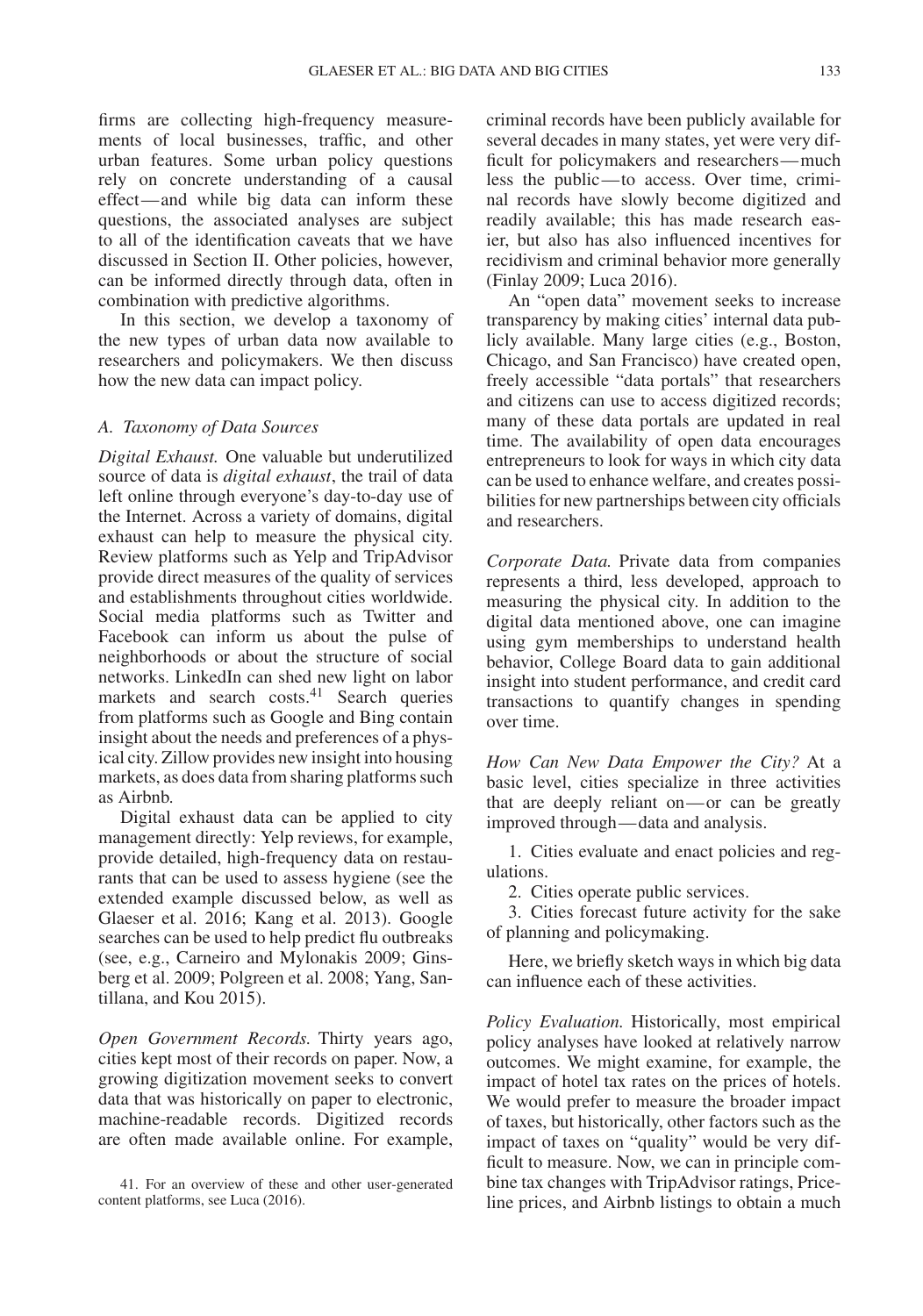firms are collecting high-frequency measurements of local businesses, traffic, and other urban features. Some urban policy questions rely on concrete understanding of a causal effect—and while big data can inform these questions, the associated analyses are subject to all of the identification caveats that we have discussed in Section II. Other policies, however, can be informed directly through data, often in combination with predictive algorithms.

In this section, we develop a taxonomy of the new types of urban data now available to researchers and policymakers. We then discuss how the new data can impact policy.

### A. Taxonomy of Data Sources

*Digital Exhaust.* One valuable but underutilized source of data is *digital exhaust*, the trail of data left online through everyone's day-to-day use of the Internet. Across a variety of domains, digital exhaust can help to measure the physical city. Review platforms such as Yelp and TripAdvisor provide direct measures of the quality of services and establishments throughout cities worldwide. Social media platforms such as Twitter and Facebook can inform us about the pulse of neighborhoods or about the structure of social networks. LinkedIn can shed new light on labor markets and search costs.[41] Search queries from platforms such as Google and Bing contain insight about the needs and preferences of a physical city. Zillow provides new insight into housing markets, as does data from sharing platforms such as Airbnb.

Digital exhaust data can be applied to city management directly: Yelp reviews, for example, provide detailed, high-frequency data on restaurants that can be used to assess hygiene (see the extended example discussed below, as well as Glaeser et al. 2016; Kang et al. 2013). Google searches can be used to help predict flu outbreaks (see, e.g., Carneiro and Mylonakis 2009; Ginsberg et al. 2009; Polgreen et al. 2008; Yang, Santillana, and Kou 2015).

*Open Government Records.* Thirty years ago, cities kept most of their records on paper. Now, a growing digitization movement seeks to convert data that was historically on paper to electronic, machine-readable records. Digitized records are often made available online. For example, criminal records have been publicly available for several decades in many states, yet were very difficult for policymakers and researchers—much less the public—to access. Over time, criminal records have slowly become digitized and readily available; this has made research easier, but also has also influenced incentives for recidivism and criminal behavior more generally (Finlay 2009; Luca 2016).

An "open data" movement seeks to increase transparency by making cities' internal data publicly available. Many large cities (e.g., Boston, Chicago, and San Francisco) have created open, freely accessible "data portals" that researchers and citizens can use to access digitized records; many of these data portals are updated in real time. The availability of open data encourages entrepreneurs to look for ways in which city data can be used to enhance welfare, and creates possibilities for new partnerships between city officials and researchers.

*Corporate Data.* Private data from companies represents a third, less developed, approach to measuring the physical city. In addition to the digital data mentioned above, one can imagine using gym memberships to understand health behavior, College Board data to gain additional insight into student performance, and credit card transactions to quantify changes in spending over time.

*How Can New Data Empower the City?* At a basic level, cities specialize in three activities that are deeply reliant on—or can be greatly improved through—data and analysis.

1. Cities evaluate and enact policies and regulations.
2. Cities operate public services.
3. Cities forecast future activity for the sake of planning and policymaking.

Here, we briefly sketch ways in which big data can influence each of these activities.

*Policy Evaluation.* Historically, most empirical policy analyses have looked at relatively narrow outcomes. We might examine, for example, the impact of hotel tax rates on the prices of hotels. We would prefer to measure the broader impact of taxes, but historically, other factors such as the impact of taxes on "quality" would be very difficult to measure. Now, we can in principle combine tax changes with TripAdvisor ratings, Priceline prices, and Airbnb listings to obtain a much

41. For an overview of these and other user-generated content platforms, see Luca (2016).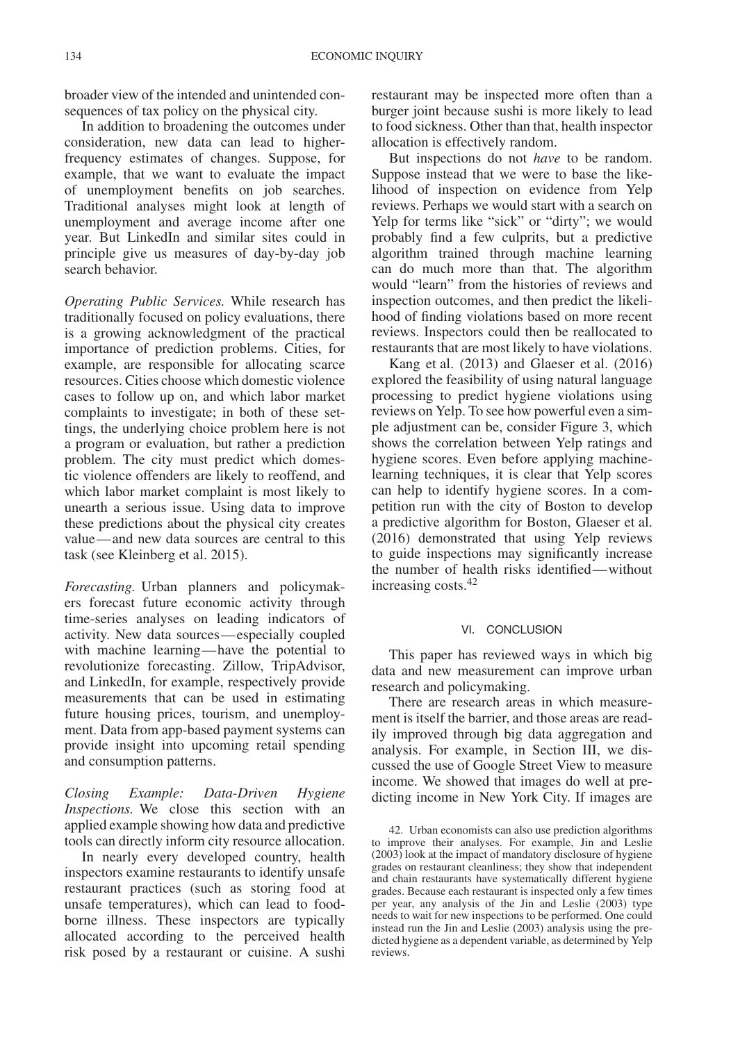broader view of the intended and unintended consequences of tax policy on the physical city.

In addition to broadening the outcomes under consideration, new data can lead to higher-frequency estimates of changes. Suppose, for example, that we want to evaluate the impact of unemployment benefits on job searches. Traditional analyses might look at length of unemployment and average income after one year. But LinkedIn and similar sites could in principle give us measures of day-by-day job search behavior.

*Operating Public Services.* While research has traditionally focused on policy evaluations, there is a growing acknowledgment of the practical importance of prediction problems. Cities, for example, are responsible for allocating scarce resources. Cities choose which domestic violence cases to follow up on, and which labor market complaints to investigate; in both of these settings, the underlying choice problem here is not a program or evaluation, but rather a prediction problem. The city must predict which domestic violence offenders are likely to reoffend, and which labor market complaint is most likely to unearth a serious issue. Using data to improve these predictions about the physical city creates value—and new data sources are central to this task (see Kleinberg et al. 2015).

*Forecasting.* Urban planners and policymakers forecast future economic activity through time-series analyses on leading indicators of activity. New data sources—especially coupled with machine learning—have the potential to revolutionize forecasting. Zillow, TripAdvisor, and LinkedIn, for example, respectively provide measurements that can be used in estimating future housing prices, tourism, and unemployment. Data from app-based payment systems can provide insight into upcoming retail spending and consumption patterns.

*Closing Example: Data-Driven Hygiene Inspections.* We close this section with an applied example showing how data and predictive tools can directly inform city resource allocation.

In nearly every developed country, health inspectors examine restaurants to identify unsafe restaurant practices (such as storing food at unsafe temperatures), which can lead to food-borne illness. These inspectors are typically allocated according to the perceived health risk posed by a restaurant or cuisine. A sushi restaurant may be inspected more often than a burger joint because sushi is more likely to lead to food sickness. Other than that, health inspector allocation is effectively random.

But inspections do not *have* to be random. Suppose instead that we were to base the likelihood of inspection on evidence from Yelp reviews. Perhaps we would start with a search on Yelp for terms like "sick" or "dirty"; we would probably find a few culprits, but a predictive algorithm trained through machine learning can do much more than that. The algorithm would "learn" from the histories of reviews and inspection outcomes, and then predict the likelihood of finding violations based on more recent reviews. Inspectors could then be reallocated to restaurants that are most likely to have violations.

Kang et al. (2013) and Glaeser et al. (2016) explored the feasibility of using natural language processing to predict hygiene violations using reviews on Yelp. To see how powerful even a simple adjustment can be, consider Figure 3, which shows the correlation between Yelp ratings and hygiene scores. Even before applying machine-learning techniques, it is clear that Yelp scores can help to identify hygiene scores. In a competition run with the city of Boston to develop a predictive algorithm for Boston, Glaeser et al. (2016) demonstrated that using Yelp reviews to guide inspections may significantly increase the number of health risks identified—without increasing costs.[42]

## VI. CONCLUSION

This paper has reviewed ways in which big data and new measurement can improve urban research and policymaking.

There are research areas in which measurement is itself the barrier, and those areas are readily improved through big data aggregation and analysis. For example, in Section III, we discussed the use of Google Street View to measure income. We showed that images do well at predicting income in New York City. If images are

42. Urban economists can also use prediction algorithms to improve their analyses. For example, Jin and Leslie (2003) look at the impact of mandatory disclosure of hygiene grades on restaurant cleanliness; they show that independent and chain restaurants have systematically different hygiene grades. Because each restaurant is inspected only a few times per year, any analysis of the Jin and Leslie (2003) type needs to wait for new inspections to be performed. One could instead run the Jin and Leslie (2003) analysis using the predicted hygiene as a dependent variable, as determined by Yelp reviews.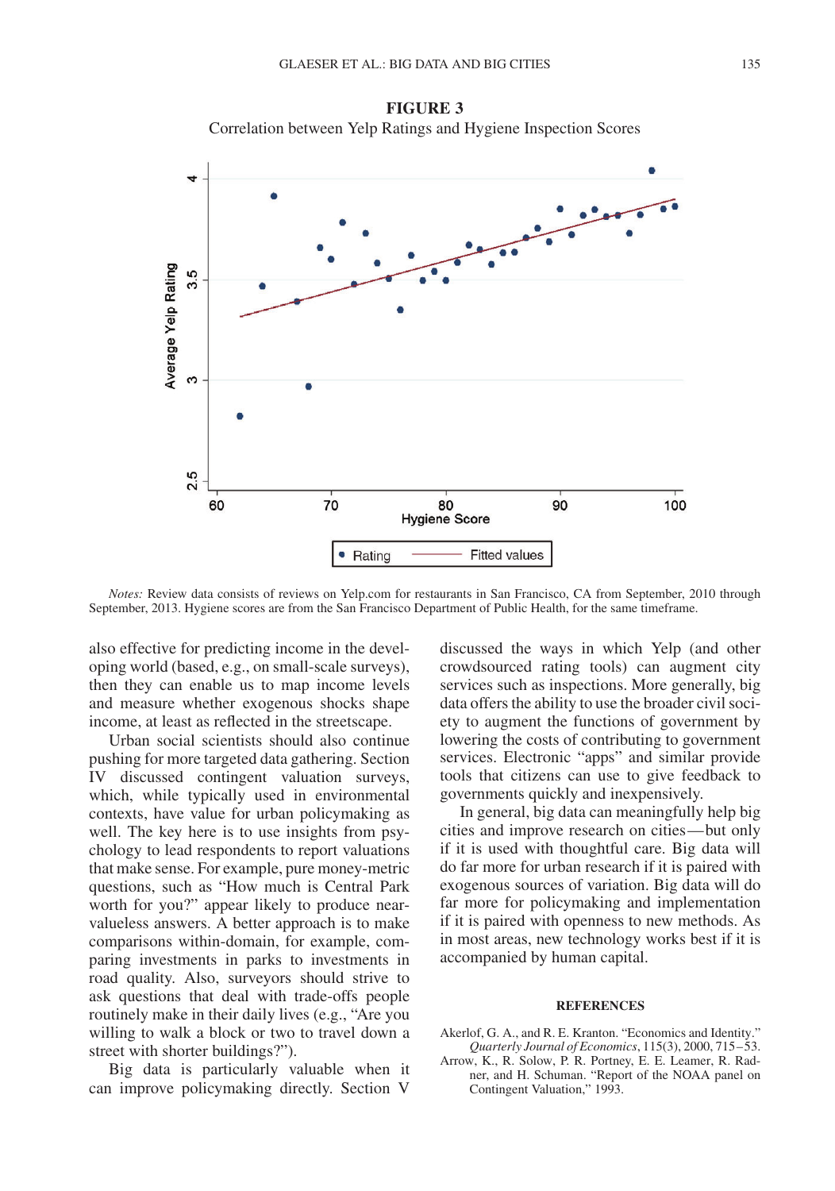**FIGURE 3**

Correlation between Yelp Ratings and Hygiene Inspection Scores

*Notes:* Review data consists of reviews on Yelp.com for restaurants in San Francisco, CA from September, 2010 through September, 2013. Hygiene scores are from the San Francisco Department of Public Health, for the same timeframe.

also effective for predicting income in the developing world (based, e.g., on small-scale surveys), then they can enable us to map income levels and measure whether exogenous shocks shape income, at least as reflected in the streetscape.

Urban social scientists should also continue pushing for more targeted data gathering. Section IV discussed contingent valuation surveys, which, while typically used in environmental contexts, have value for urban policymaking as well. The key here is to use insights from psychology to lead respondents to report valuations that make sense. For example, pure money-metric questions, such as "How much is Central Park worth for you?" appear likely to produce near-valueless answers. A better approach is to make comparisons within-domain, for example, comparing investments in parks to investments in road quality. Also, surveyors should strive to ask questions that deal with trade-offs people routinely make in their daily lives (e.g., "Are you willing to walk a block or two to travel down a street with shorter buildings?").

Big data is particularly valuable when it can improve policymaking directly. Section V discussed the ways in which Yelp (and other crowdsourced rating tools) can augment city services such as inspections. More generally, big data offers the ability to use the broader civil society to augment the functions of government by lowering the costs of contributing to government services. Electronic "apps" and similar provide tools that citizens can use to give feedback to governments quickly and inexpensively.

In general, big data can meaningfully help big cities and improve research on cities—but only if it is used with thoughtful care. Big data will do far more for urban research if it is paired with exogenous sources of variation. Big data will do far more for policymaking and implementation if it is paired with openness to new methods. As in most areas, new technology works best if it is accompanied by human capital.

## REFERENCES

Akerlof, G. A., and R. E. Kranton. "Economics and Identity." *Quarterly Journal of Economics*, 115(3), 2000, 715–53.

Arrow, K., R. Solow, P. R. Portney, E. E. Leamer, R. Radner, and H. Schuman. "Report of the NOAA panel on Contingent Valuation," 1993.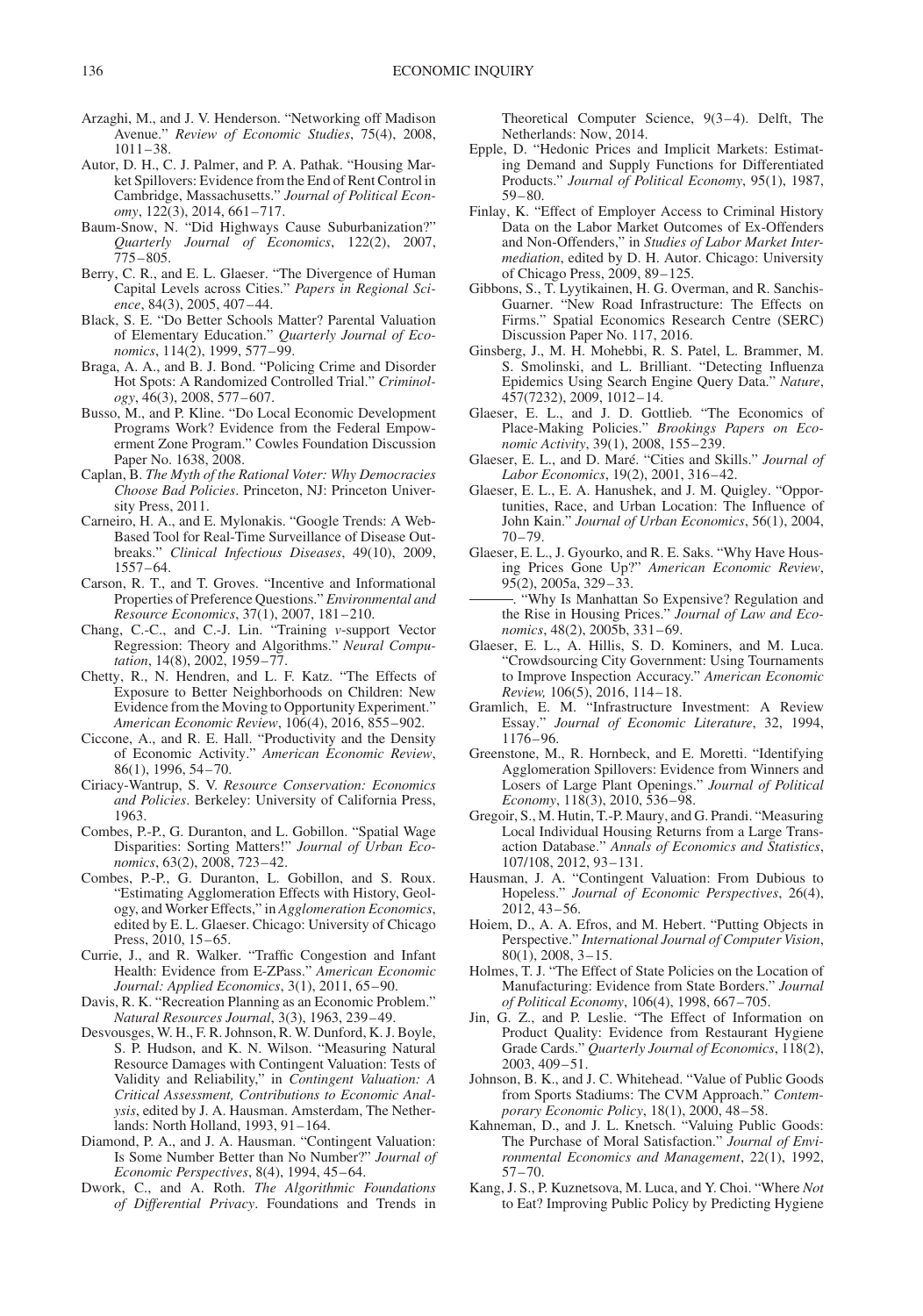Arzaghi, M., and J. V. Henderson. "Networking off Madison Avenue." *Review of Economic Studies*, 75(4), 2008, 1011–38.

Autor, D. H., C. J. Palmer, and P. A. Pathak. "Housing Market Spillovers: Evidence from the End of Rent Control in Cambridge, Massachusetts." *Journal of Political Economy*, 122(3), 2014, 661–717.

Baum-Snow, N. "Did Highways Cause Suburbanization?" *Quarterly Journal of Economics*, 122(2), 2007, 775–805.

Berry, C. R., and E. L. Glaeser. "The Divergence of Human Capital Levels across Cities." *Papers in Regional Science*, 84(3), 2005, 407–44.

Black, S. E. "Do Better Schools Matter? Parental Valuation of Elementary Education." *Quarterly Journal of Economics*, 114(2), 1999, 577–99.

Braga, A. A., and B. J. Bond. "Policing Crime and Disorder Hot Spots: A Randomized Controlled Trial." *Criminology*, 46(3), 2008, 577–607.

Busso, M., and P. Kline. "Do Local Economic Development Programs Work? Evidence from the Federal Empowerment Zone Program." Cowles Foundation Discussion Paper No. 1638, 2008.

Caplan, B. *The Myth of the Rational Voter: Why Democracies Choose Bad Policies*. Princeton, NJ: Princeton University Press, 2011.

Carneiro, H. A., and E. Mylonakis. "Google Trends: A Web-Based Tool for Real-Time Surveillance of Disease Outbreaks." *Clinical Infectious Diseases*, 49(10), 2009, 1557–64.

Carson, R. T., and T. Groves. "Incentive and Informational Properties of Preference Questions." *Environmental and Resource Economics*, 37(1), 2007, 181–210.

Chang, C.-C., and C.-J. Lin. "Training $v$-support Vector Regression: Theory and Algorithms." *Neural Computation*, 14(8), 2002, 1959–77.

Chetty, R., N. Hendren, and L. F. Katz. "The Effects of Exposure to Better Neighborhoods on Children: New Evidence from the Moving to Opportunity Experiment." *American Economic Review*, 106(4), 2016, 855–902.

Ciccone, A., and R. E. Hall. "Productivity and the Density of Economic Activity." *American Economic Review*, 86(1), 1996, 54–70.

Ciriacy-Wantrup, S. V. *Resource Conservation: Economics and Policies*. Berkeley: University of California Press, 1963.

Combes, P.-P., G. Duranton, and L. Gobillon. "Spatial Wage Disparities: Sorting Matters!" *Journal of Urban Economics*, 63(2), 2008, 723–42.

Combes, P.-P., G. Duranton, L. Gobillon, and S. Roux. "Estimating Agglomeration Effects with History, Geology, and Worker Effects," in *Agglomeration Economics*, edited by E. L. Glaeser. Chicago: University of Chicago Press, 2010, 15–65.

Currie, J., and R. Walker. "Traffic Congestion and Infant Health: Evidence from E-ZPass." *American Economic Journal: Applied Economics*, 3(1), 2011, 65–90.

Davis, R. K. "Recreation Planning as an Economic Problem." *Natural Resources Journal*, 3(3), 1963, 239–49.

Desvousges, W. H., F. R. Johnson, R. W. Dunford, K. J. Boyle, S. P. Hudson, and K. N. Wilson. "Measuring Natural Resource Damages with Contingent Valuation: Tests of Validity and Reliability," in *Contingent Valuation: A Critical Assessment, Contributions to Economic Analysis*, edited by J. A. Hausman. Amsterdam, The Netherlands: North Holland, 1993, 91–164.

Diamond, P. A., and J. A. Hausman. "Contingent Valuation: Is Some Number Better than No Number?" *Journal of Economic Perspectives*, 8(4), 1994, 45–64.

Dwork, C., and A. Roth. *The Algorithmic Foundations of Differential Privacy*. Foundations and Trends in Theoretical Computer Science, 9(3–4). Delft, The Netherlands: Now, 2014.

Epple, D. "Hedonic Prices and Implicit Markets: Estimating Demand and Supply Functions for Differentiated Products." *Journal of Political Economy*, 95(1), 1987, 59–80.

Finlay, K. "Effect of Employer Access to Criminal History Data on the Labor Market Outcomes of Ex-Offenders and Non-Offenders," in *Studies of Labor Market Intermediation*, edited by D. H. Autor. Chicago: University of Chicago Press, 2009, 89–125.

Gibbons, S., T. Lyytikainen, H. G. Overman, and R. Sanchis-Guarner. "New Road Infrastructure: The Effects on Firms." Spatial Economics Research Centre (SERC) Discussion Paper No. 117, 2016.

Ginsberg, J., M. H. Mohebbi, R. S. Patel, L. Brammer, M. S. Smolinski, and L. Brilliant. "Detecting Influenza Epidemics Using Search Engine Query Data." *Nature*, 457(7232), 2009, 1012–14.

Glaeser, E. L., and J. D. Gottlieb. "The Economics of Place-Making Policies." *Brookings Papers on Economic Activity*, 39(1), 2008, 155–239.

Glaeser, E. L., and D. Maré. "Cities and Skills." *Journal of Labor Economics*, 19(2), 2001, 316–42.

Glaeser, E. L., E. A. Hanushek, and J. M. Quigley. "Opportunities, Race, and Urban Location: The Influence of John Kain." *Journal of Urban Economics*, 56(1), 2004, 70–79.

Glaeser, E. L., J. Gyourko, and R. E. Saks. "Why Have Housing Prices Gone Up?" *American Economic Review*, 95(2), 2005a, 329–33.

———. "Why Is Manhattan So Expensive? Regulation and the Rise in Housing Prices." *Journal of Law and Economics*, 48(2), 2005b, 331–69.

Glaeser, E. L., A. Hillis, S. D. Kominers, and M. Luca. "Crowdsourcing City Government: Using Tournaments to Improve Inspection Accuracy." *American Economic Review,* 106(5), 2016, 114–18.

Gramlich, E. M. "Infrastructure Investment: A Review Essay." *Journal of Economic Literature*, 32, 1994, 1176–96.

Greenstone, M., R. Hornbeck, and E. Moretti. "Identifying Agglomeration Spillovers: Evidence from Winners and Losers of Large Plant Openings." *Journal of Political Economy*, 118(3), 2010, 536–98.

Gregoir, S., M. Hutin, T.-P. Maury, and G. Prandi. "Measuring Local Individual Housing Returns from a Large Transaction Database." *Annals of Economics and Statistics*, 107/108, 2012, 93–131.

Hausman, J. A. "Contingent Valuation: From Dubious to Hopeless." *Journal of Economic Perspectives*, 26(4), 2012, 43–56.

Hoiem, D., A. A. Efros, and M. Hebert. "Putting Objects in Perspective." *International Journal of Computer Vision*, 80(1), 2008, 3–15.

Holmes, T. J. "The Effect of State Policies on the Location of Manufacturing: Evidence from State Borders." *Journal of Political Economy*, 106(4), 1998, 667–705.

Jin, G. Z., and P. Leslie. "The Effect of Information on Product Quality: Evidence from Restaurant Hygiene Grade Cards." *Quarterly Journal of Economics*, 118(2), 2003, 409–51.

Johnson, B. K., and J. C. Whitehead. "Value of Public Goods from Sports Stadiums: The CVM Approach." *Contemporary Economic Policy*, 18(1), 2000, 48–58.

Kahneman, D., and J. L. Knetsch. "Valuing Public Goods: The Purchase of Moral Satisfaction." *Journal of Environmental Economics and Management*, 22(1), 1992, 57–70.

Kang, J. S., P. Kuznetsova, M. Luca, and Y. Choi. "Where *Not* to Eat? Improving Public Policy by Predicting Hygiene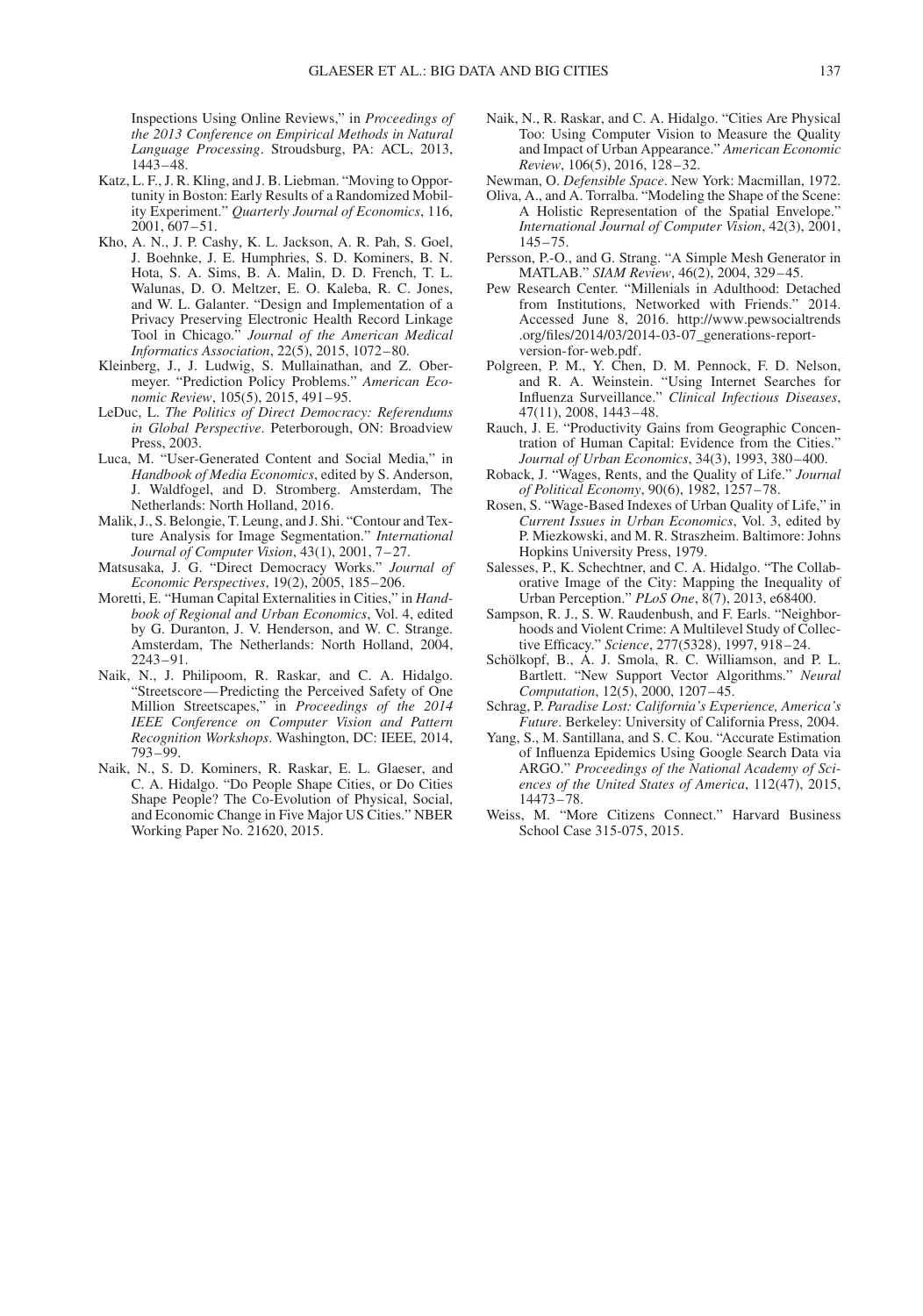Inspections Using Online Reviews," in *Proceedings of the 2013 Conference on Empirical Methods in Natural Language Processing*. Stroudsburg, PA: ACL, 2013, 1443–48.

Katz, L. F., J. R. Kling, and J. B. Liebman. "Moving to Opportunity in Boston: Early Results of a Randomized Mobility Experiment." *Quarterly Journal of Economics*, 116, 2001, 607–51.

Kho, A. N., J. P. Cashy, K. L. Jackson, A. R. Pah, S. Goel, J. Boehnke, J. E. Humphries, S. D. Kominers, B. N. Hota, S. A. Sims, B. A. Malin, D. D. French, T. L. Walunas, D. O. Meltzer, E. O. Kaleba, R. C. Jones, and W. L. Galanter. "Design and Implementation of a Privacy Preserving Electronic Health Record Linkage Tool in Chicago." *Journal of the American Medical Informatics Association*, 22(5), 2015, 1072–80.

Kleinberg, J., J. Ludwig, S. Mullainathan, and Z. Obermeyer. "Prediction Policy Problems." *American Economic Review*, 105(5), 2015, 491–95.

LeDuc, L. *The Politics of Direct Democracy: Referendums in Global Perspective*. Peterborough, ON: Broadview Press, 2003.

Luca, M. "User-Generated Content and Social Media," in *Handbook of Media Economics*, edited by S. Anderson, J. Waldfogel, and D. Stromberg. Amsterdam, The Netherlands: North Holland, 2016.

Malik, J., S. Belongie, T. Leung, and J. Shi. "Contour and Texture Analysis for Image Segmentation." *International Journal of Computer Vision*, 43(1), 2001, 7–27.

Matsusaka, J. G. "Direct Democracy Works." *Journal of Economic Perspectives*, 19(2), 2005, 185–206.

Moretti, E. "Human Capital Externalities in Cities," in *Handbook of Regional and Urban Economics*, Vol. 4, edited by G. Duranton, J. V. Henderson, and W. C. Strange. Amsterdam, The Netherlands: North Holland, 2004, 2243–91.

Naik, N., J. Philipoom, R. Raskar, and C. A. Hidalgo. "Streetscore—Predicting the Perceived Safety of One Million Streetscapes," in *Proceedings of the 2014 IEEE Conference on Computer Vision and Pattern Recognition Workshops*. Washington, DC: IEEE, 2014, 793–99.

Naik, N., S. D. Kominers, R. Raskar, E. L. Glaeser, and C. A. Hidalgo. "Do People Shape Cities, or Do Cities Shape People? The Co-Evolution of Physical, Social, and Economic Change in Five Major US Cities." NBER Working Paper No. 21620, 2015.

Naik, N., R. Raskar, and C. A. Hidalgo. "Cities Are Physical Too: Using Computer Vision to Measure the Quality and Impact of Urban Appearance." *American Economic Review*, 106(5), 2016, 128–32.

Newman, O. *Defensible Space*. New York: Macmillan, 1972.

Oliva, A., and A. Torralba. "Modeling the Shape of the Scene: A Holistic Representation of the Spatial Envelope." *International Journal of Computer Vision*, 42(3), 2001, 145–75.

Persson, P.-O., and G. Strang. "A Simple Mesh Generator in MATLAB." *SIAM Review*, 46(2), 2004, 329–45.

Pew Research Center. "Millenials in Adulthood: Detached from Institutions, Networked with Friends." 2014. Accessed June 8, 2016. http://www.pewsocialtrends.org/files/2014/03/2014-03-07_generations-report-version-for-web.pdf.

Polgreen, P. M., Y. Chen, D. M. Pennock, F. D. Nelson, and R. A. Weinstein. "Using Internet Searches for Influenza Surveillance." *Clinical Infectious Diseases*, 47(11), 2008, 1443–48.

Rauch, J. E. "Productivity Gains from Geographic Concentration of Human Capital: Evidence from the Cities." *Journal of Urban Economics*, 34(3), 1993, 380–400.

Roback, J. "Wages, Rents, and the Quality of Life." *Journal of Political Economy*, 90(6), 1982, 1257–78.

Rosen, S. "Wage-Based Indexes of Urban Quality of Life," in *Current Issues in Urban Economics*, Vol. 3, edited by P. Miezkowski, and M. R. Straszheim. Baltimore: Johns Hopkins University Press, 1979.

Salesses, P., K. Schechtner, and C. A. Hidalgo. "The Collaborative Image of the City: Mapping the Inequality of Urban Perception." *PLoS One*, 8(7), 2013, e68400.

Sampson, R. J., S. W. Raudenbush, and F. Earls. "Neighborhoods and Violent Crime: A Multilevel Study of Collective Efficacy." *Science*, 277(5328), 1997, 918–24.

Schölkopf, B., A. J. Smola, R. C. Williamson, and P. L. Bartlett. "New Support Vector Algorithms." *Neural Computation*, 12(5), 2000, 1207–45.

Schrag, P. *Paradise Lost: California's Experience, America's Future*. Berkeley: University of California Press, 2004.

Yang, S., M. Santillana, and S. C. Kou. "Accurate Estimation of Influenza Epidemics Using Google Search Data via ARGO." *Proceedings of the National Academy of Sciences of the United States of America*, 112(47), 2015, 14473–78.

Weiss, M. "More Citizens Connect." Harvard Business School Case 315-075, 2015.